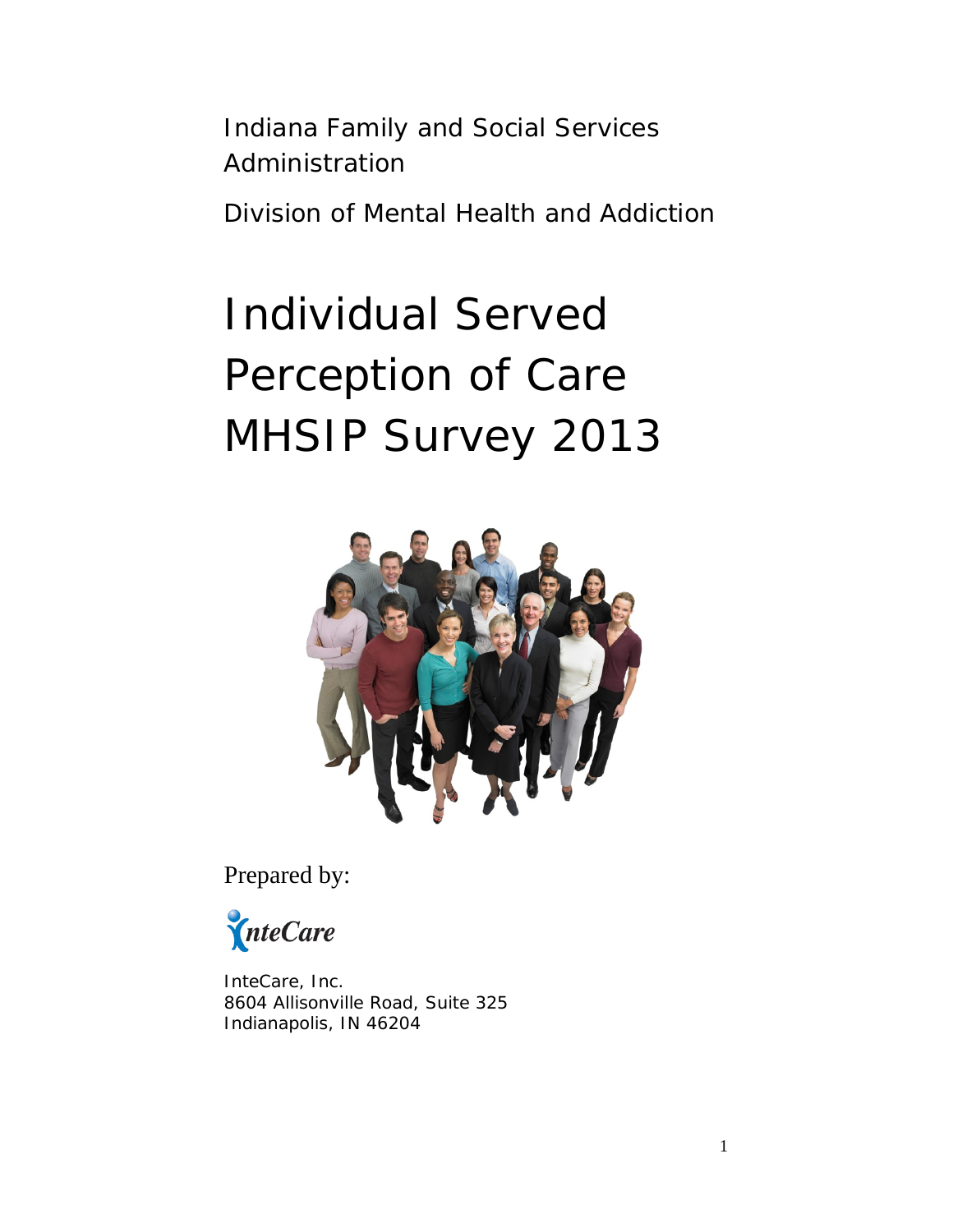Indiana Family and Social Services Administration

Division of Mental Health and Addiction

# Individual Served Perception of Care MHSIP Survey 2013

Prepared by:

InteCare, Inc.
8604 Allisonville Road, Suite 325
Indianapolis, IN 46204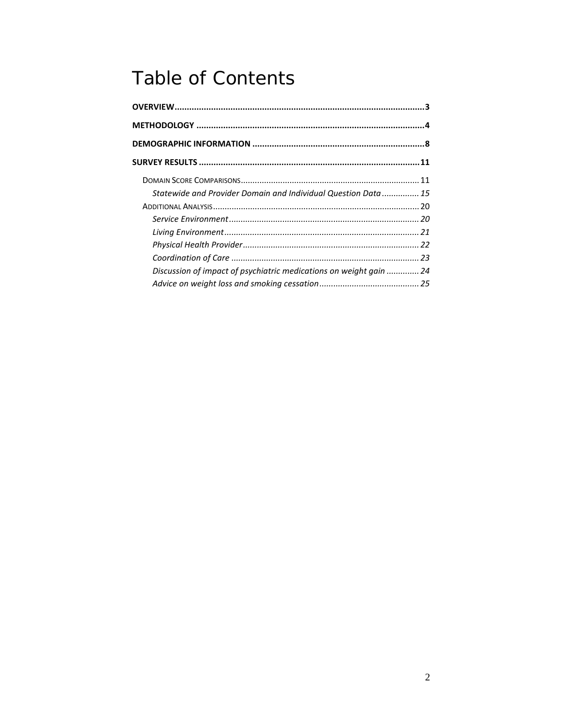# Table of Contents

**OVERVIEW** .......................................................................................................... **3**

**METHODOLOGY** .................................................................................................. **4**

**DEMOGRAPHIC INFORMATION** ........................................................................ **8**

**SURVEY RESULTS** ............................................................................................. **11**

- DOMAIN SCORE COMPARISONS ........................................................................ 11
  - *Statewide and Provider Domain and Individual Question Data ................ 15*
- ADDITIONAL ANALYSIS ..................................................................................... 20
  - *Service Environment ........................................................................... 20*
  - *Living Environment ............................................................................. 21*
  - *Physical Health Provider ..................................................................... 22*
  - *Coordination of Care .......................................................................... 23*
  - *Discussion of impact of psychiatric medications on weight gain ............. 24*
  - *Advice on weight loss and smoking cessation ........................................ 25*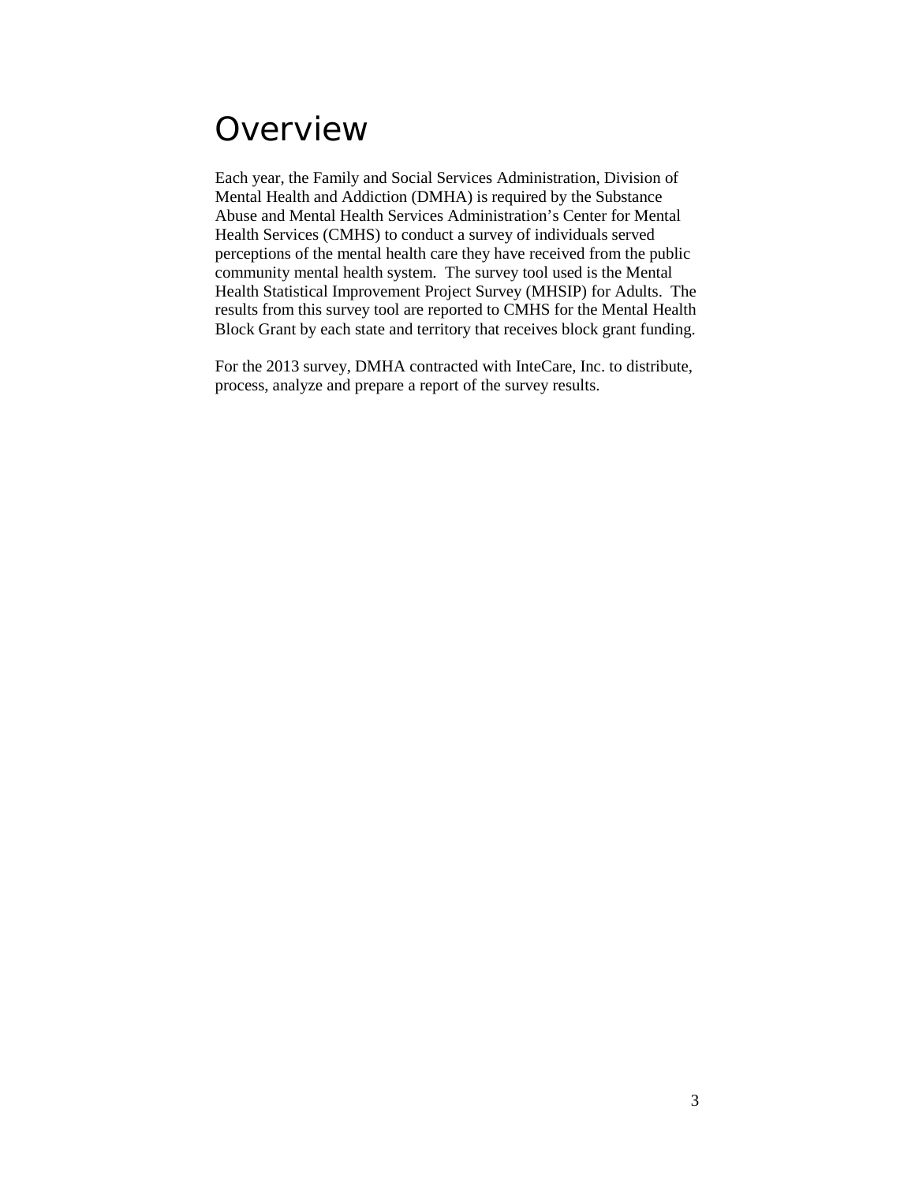# Overview

Each year, the Family and Social Services Administration, Division of Mental Health and Addiction (DMHA) is required by the Substance Abuse and Mental Health Services Administration's Center for Mental Health Services (CMHS) to conduct a survey of individuals served perceptions of the mental health care they have received from the public community mental health system. The survey tool used is the Mental Health Statistical Improvement Project Survey (MHSIP) for Adults. The results from this survey tool are reported to CMHS for the Mental Health Block Grant by each state and territory that receives block grant funding.

For the 2013 survey, DMHA contracted with InteCare, Inc. to distribute, process, analyze and prepare a report of the survey results.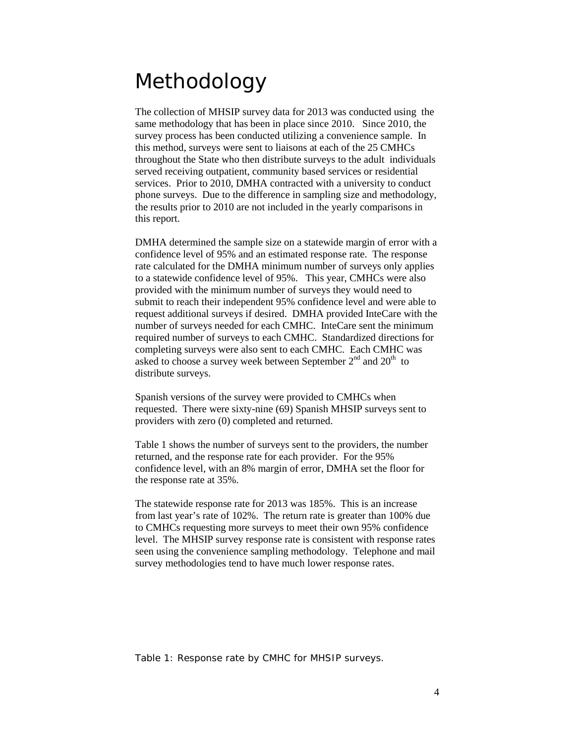# Methodology

The collection of MHSIP survey data for 2013 was conducted using the same methodology that has been in place since 2010. Since 2010, the survey process has been conducted utilizing a convenience sample. In this method, surveys were sent to liaisons at each of the 25 CMHCs throughout the State who then distribute surveys to the adult individuals served receiving outpatient, community based services or residential services. Prior to 2010, DMHA contracted with a university to conduct phone surveys. Due to the difference in sampling size and methodology, the results prior to 2010 are not included in the yearly comparisons in this report.

DMHA determined the sample size on a statewide margin of error with a confidence level of 95% and an estimated response rate. The response rate calculated for the DMHA minimum number of surveys only applies to a statewide confidence level of 95%. This year, CMHCs were also provided with the minimum number of surveys they would need to submit to reach their independent 95% confidence level and were able to request additional surveys if desired. DMHA provided InteCare with the number of surveys needed for each CMHC. InteCare sent the minimum required number of surveys to each CMHC. Standardized directions for completing surveys were also sent to each CMHC. Each CMHC was asked to choose a survey week between September 2nd and 20th to distribute surveys.

Spanish versions of the survey were provided to CMHCs when requested. There were sixty-nine (69) Spanish MHSIP surveys sent to providers with zero (0) completed and returned.

Table 1 shows the number of surveys sent to the providers, the number returned, and the response rate for each provider. For the 95% confidence level, with an 8% margin of error, DMHA set the floor for the response rate at 35%.

The statewide response rate for 2013 was 185%. This is an increase from last year's rate of 102%. The return rate is greater than 100% due to CMHCs requesting more surveys to meet their own 95% confidence level. The MHSIP survey response rate is consistent with response rates seen using the convenience sampling methodology. Telephone and mail survey methodologies tend to have much lower response rates.

Table 1: Response rate by CMHC for MHSIP surveys.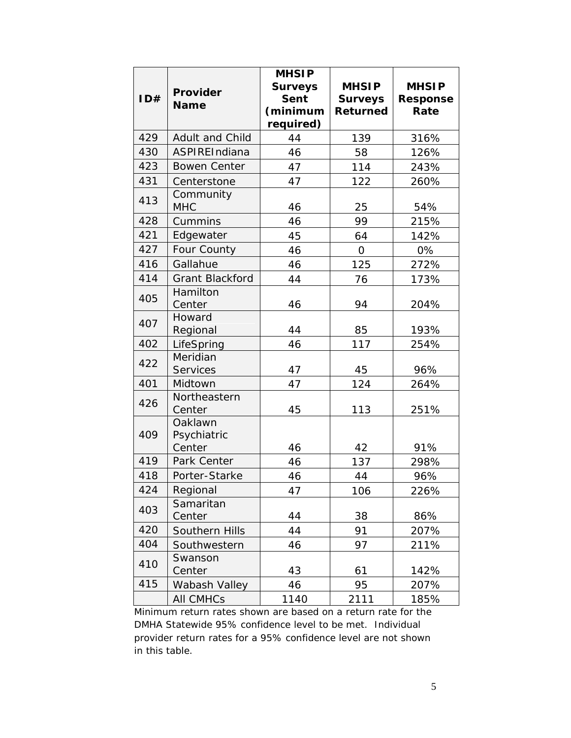| ID# | Provider Name | MHSIP Surveys Sent (minimum required) | MHSIP Surveys Returned | MHSIP Response Rate |
|---|---|---|---|---|
| 429 | Adult and Child | 44 | 139 | 316% |
| 430 | ASPIREIndiana | 46 | 58 | 126% |
| 423 | Bowen Center | 47 | 114 | 243% |
| 431 | Centerstone | 47 | 122 | 260% |
| 413 | Community MHC | 46 | 25 | 54% |
| 428 | Cummins | 46 | 99 | 215% |
| 421 | Edgewater | 45 | 64 | 142% |
| 427 | Four County | 46 | 0 | 0% |
| 416 | Gallahue | 46 | 125 | 272% |
| 414 | Grant Blackford | 44 | 76 | 173% |
| 405 | Hamilton Center | 46 | 94 | 204% |
| 407 | Howard Regional | 44 | 85 | 193% |
| 402 | LifeSpring | 46 | 117 | 254% |
| 422 | Meridian Services | 47 | 45 | 96% |
| 401 | Midtown | 47 | 124 | 264% |
| 426 | Northeastern Center | 45 | 113 | 251% |
| 409 | Oaklawn Psychiatric Center | 46 | 42 | 91% |
| 419 | Park Center | 46 | 137 | 298% |
| 418 | Porter-Starke | 46 | 44 | 96% |
| 424 | Regional | 47 | 106 | 226% |
| 403 | Samaritan Center | 44 | 38 | 86% |
| 420 | Southern Hills | 44 | 91 | 207% |
| 404 | Southwestern | 46 | 97 | 211% |
| 410 | Swanson Center | 43 | 61 | 142% |
| 415 | Wabash Valley | 46 | 95 | 207% |
| | All CMHCs | 1140 | 2111 | 185% |

Minimum return rates shown are based on a return rate for the DMHA Statewide 95% confidence level to be met. Individual provider return rates for a 95% confidence level are not shown in this table.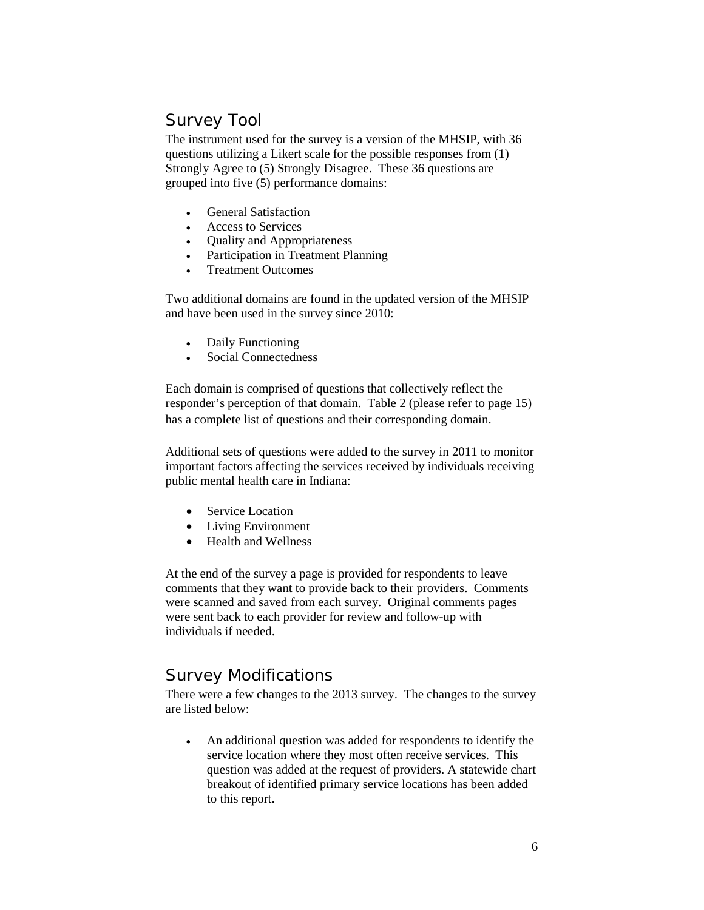## Survey Tool

The instrument used for the survey is a version of the MHSIP, with 36 questions utilizing a Likert scale for the possible responses from (1) Strongly Agree to (5) Strongly Disagree. These 36 questions are grouped into five (5) performance domains:

- General Satisfaction
- Access to Services
- Quality and Appropriateness
- Participation in Treatment Planning
- Treatment Outcomes

Two additional domains are found in the updated version of the MHSIP and have been used in the survey since 2010:

- Daily Functioning
- Social Connectedness

Each domain is comprised of questions that collectively reflect the responder's perception of that domain. Table 2 (please refer to page 15) has a complete list of questions and their corresponding domain.

Additional sets of questions were added to the survey in 2011 to monitor important factors affecting the services received by individuals receiving public mental health care in Indiana:

- Service Location
- Living Environment
- Health and Wellness

At the end of the survey a page is provided for respondents to leave comments that they want to provide back to their providers. Comments were scanned and saved from each survey. Original comments pages were sent back to each provider for review and follow-up with individuals if needed.

## Survey Modifications

There were a few changes to the 2013 survey. The changes to the survey are listed below:

- An additional question was added for respondents to identify the service location where they most often receive services. This question was added at the request of providers. A statewide chart breakout of identified primary service locations has been added to this report.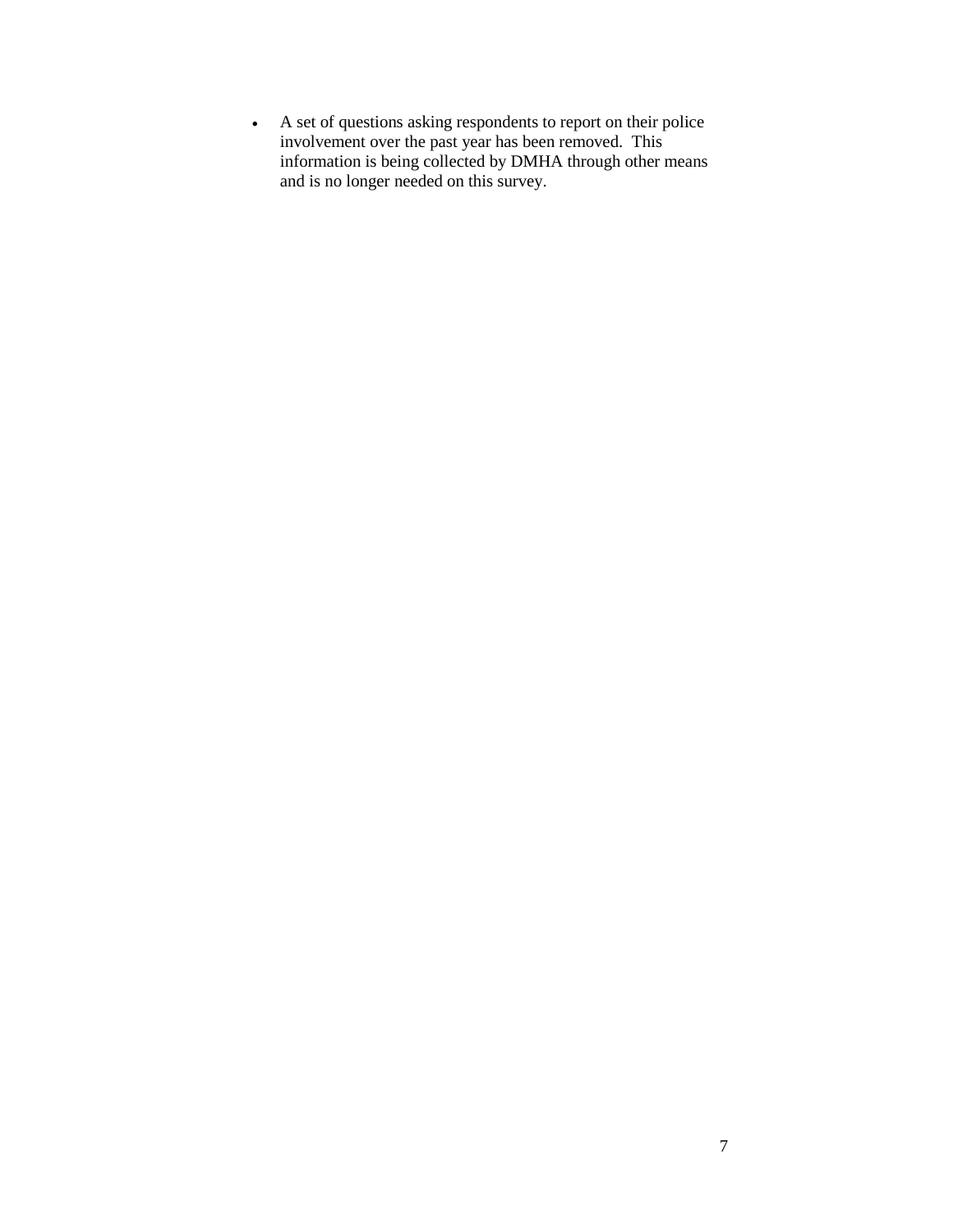- A set of questions asking respondents to report on their police involvement over the past year has been removed. This information is being collected by DMHA through other means and is no longer needed on this survey.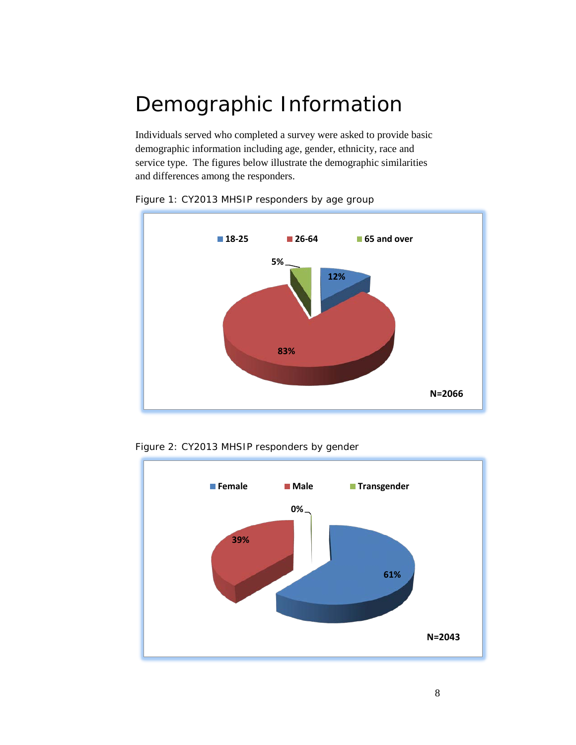# Demographic Information

Individuals served who completed a survey were asked to provide basic demographic information including age, gender, ethnicity, race and service type. The figures below illustrate the demographic similarities and differences among the responders.

Figure 1: CY2013 MHSIP responders by age group

18-25 | 26-64 | 65 and over

5%

12%

83%

N=2066

Figure 2: CY2013 MHSIP responders by gender

Female | Male | Transgender

0%

39%

61%

N=2043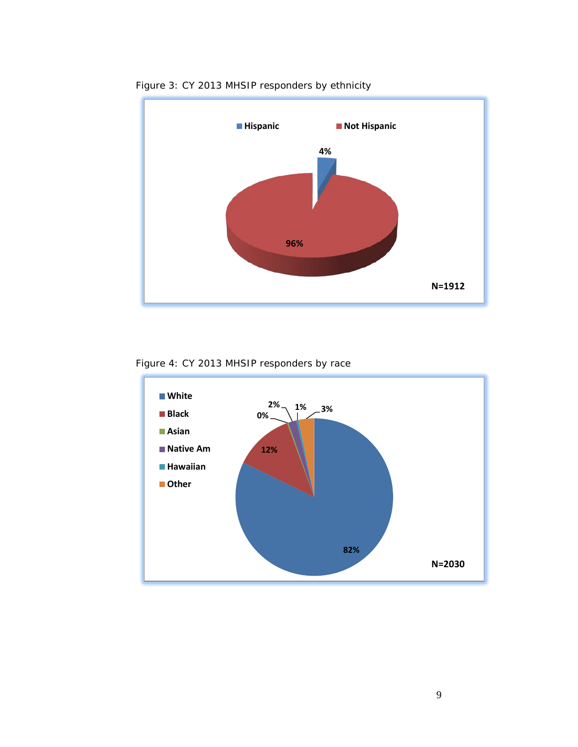Figure 3: CY 2013 MHSIP responders by ethnicity

Figure 4: CY 2013 MHSIP responders by race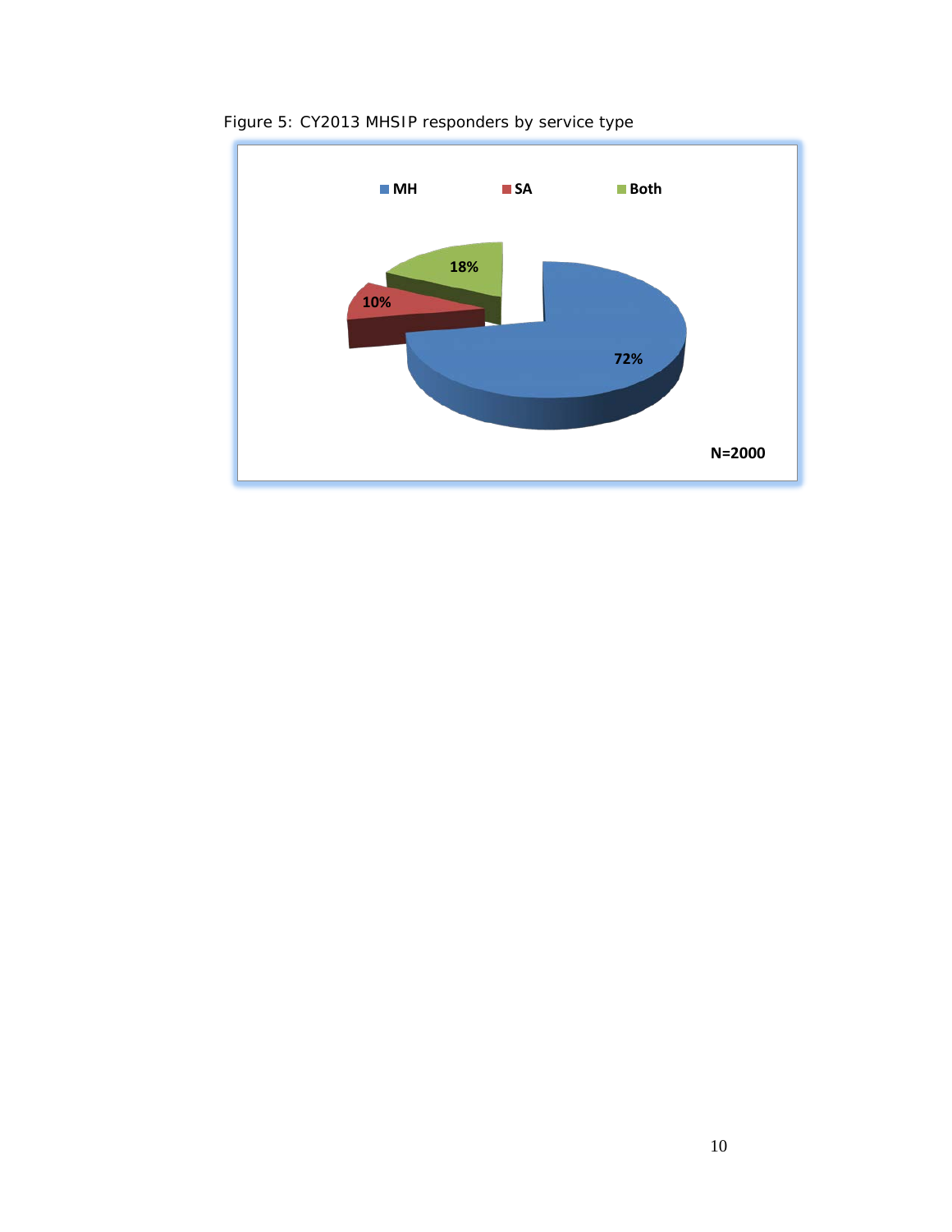Figure 5: CY2013 MHSIP responders by service type

MH SA Both

18%

10%

72%

N=2000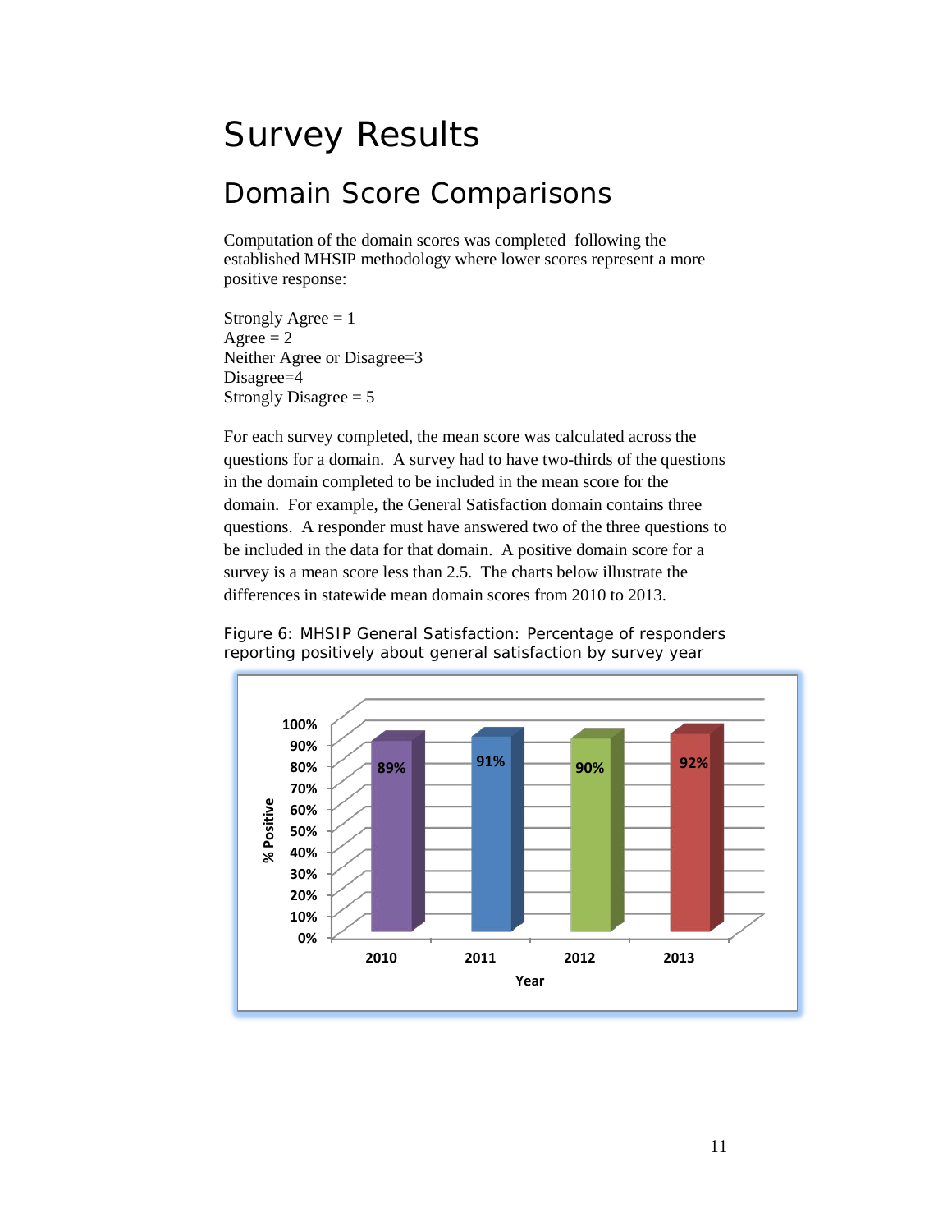# Survey Results

## Domain Score Comparisons

Computation of the domain scores was completed following the established MHSIP methodology where lower scores represent a more positive response:

Strongly Agree = 1
Agree = 2
Neither Agree or Disagree=3
Disagree=4
Strongly Disagree = 5

For each survey completed, the mean score was calculated across the questions for a domain. A survey had to have two-thirds of the questions in the domain completed to be included in the mean score for the domain. For example, the General Satisfaction domain contains three questions. A responder must have answered two of the three questions to be included in the data for that domain. A positive domain score for a survey is a mean score less than 2.5. The charts below illustrate the differences in statewide mean domain scores from 2010 to 2013.

Figure 6: MHSIP General Satisfaction: Percentage of responders reporting positively about general satisfaction by survey year

| Year | % Positive |
|---|---|
| 2010 | 89% |
| 2011 | 91% |
| 2012 | 90% |
| 2013 | 92% |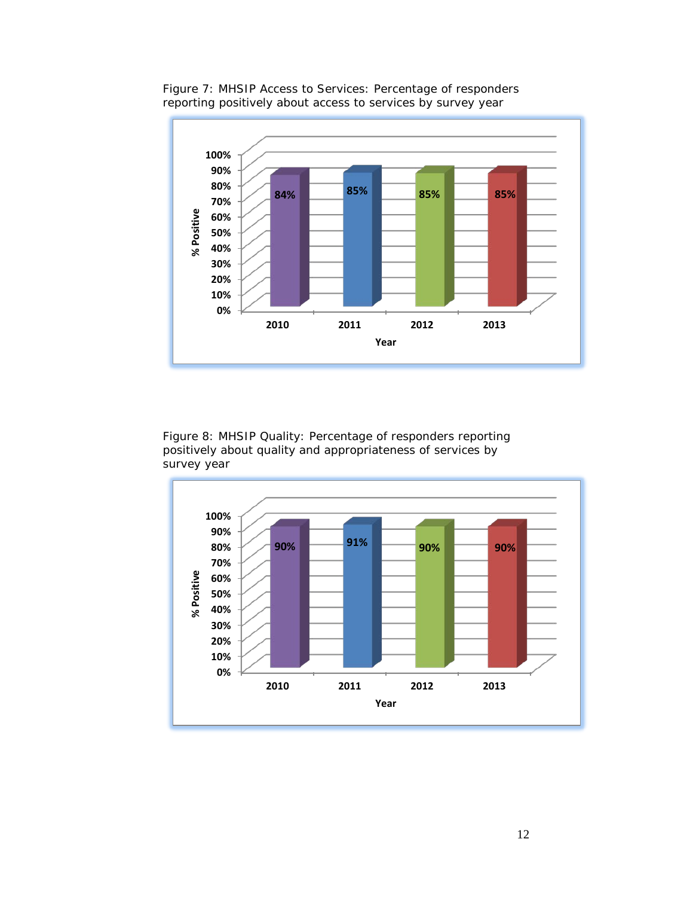Figure 7: MHSIP Access to Services: Percentage of responders reporting positively about access to services by survey year

| Year | % Positive |
|---|---|
| 2010 | 84% |
| 2011 | 85% |
| 2012 | 85% |
| 2013 | 85% |

Figure 8: MHSIP Quality: Percentage of responders reporting positively about quality and appropriateness of services by survey year

| Year | % Positive |
|---|---|
| 2010 | 90% |
| 2011 | 91% |
| 2012 | 90% |
| 2013 | 90% |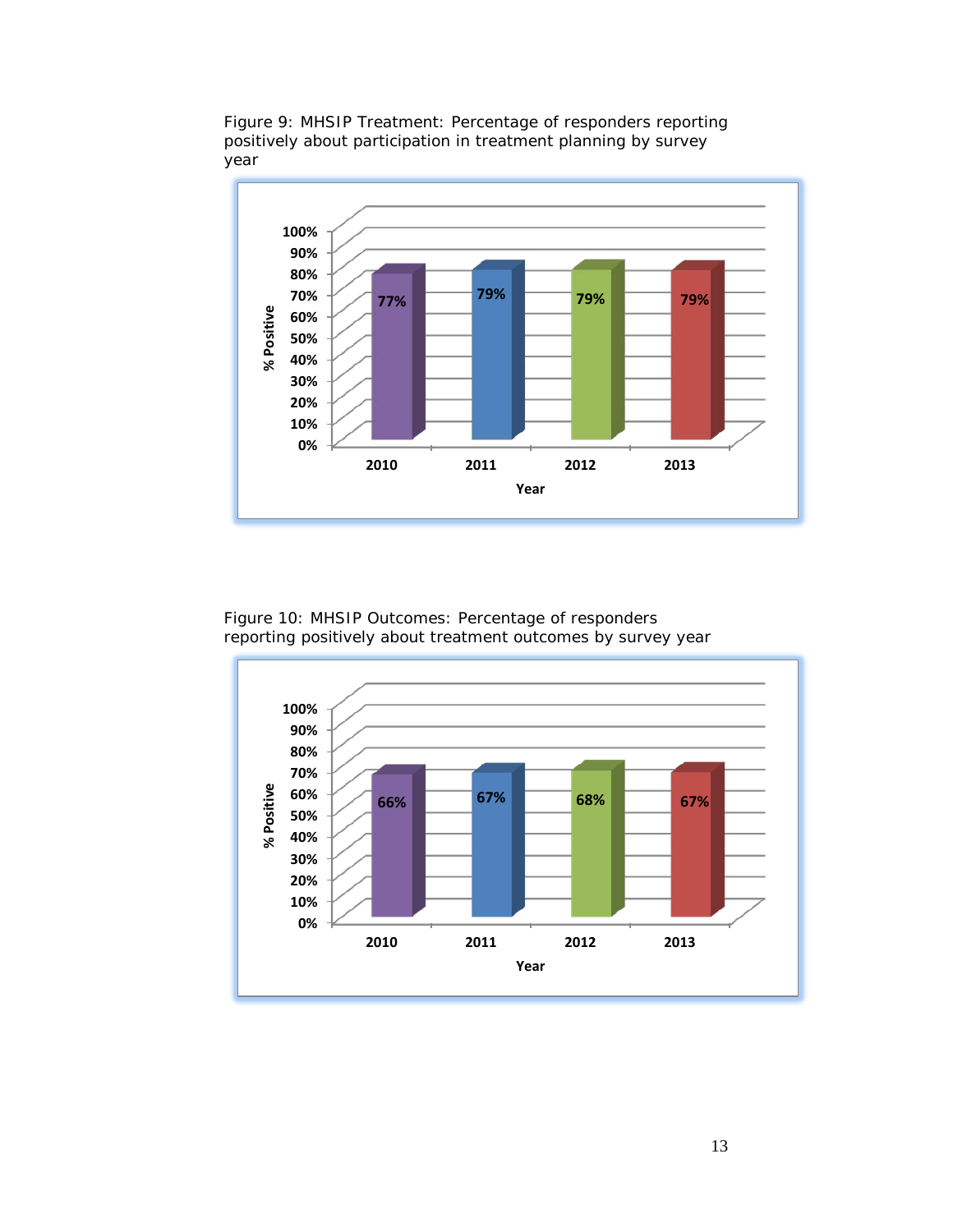Figure 9: MHSIP Treatment: Percentage of responders reporting positively about participation in treatment planning by survey year

| Year | % Positive |
|---|---|
| 2010 | 77% |
| 2011 | 79% |
| 2012 | 79% |
| 2013 | 79% |

Figure 10: MHSIP Outcomes: Percentage of responders reporting positively about treatment outcomes by survey year

| Year | % Positive |
|---|---|
| 2010 | 66% |
| 2011 | 67% |
| 2012 | 68% |
| 2013 | 67% |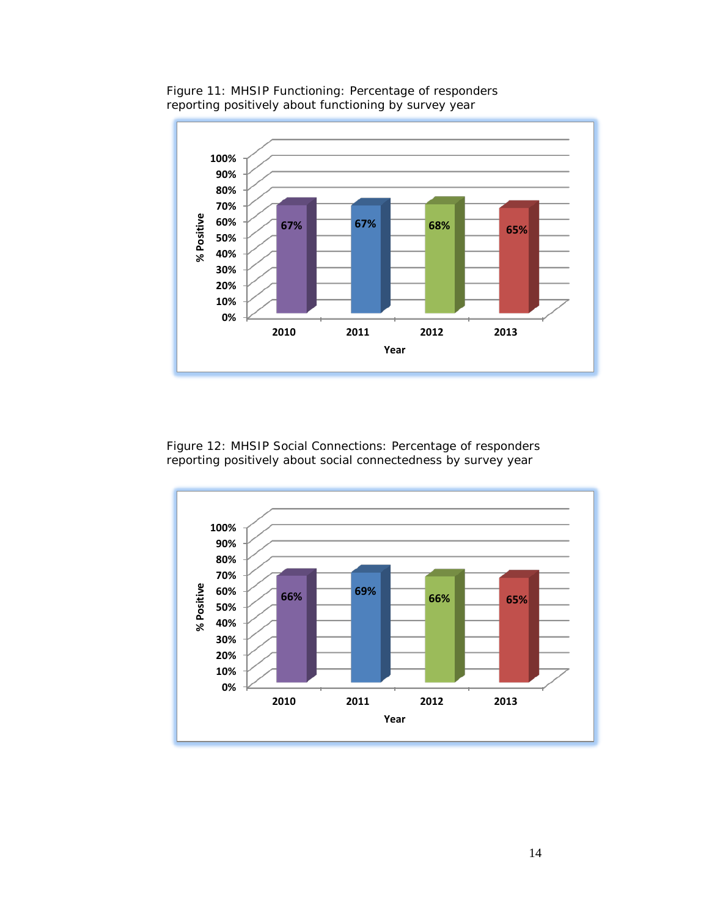Figure 11: MHSIP Functioning: Percentage of responders reporting positively about functioning by survey year

| Year | % Positive |
| --- | --- |
| 2010 | 67% |
| 2011 | 67% |
| 2012 | 68% |
| 2013 | 65% |

Figure 12: MHSIP Social Connections: Percentage of responders reporting positively about social connectedness by survey year

| Year | % Positive |
| --- | --- |
| 2010 | 66% |
| 2011 | 69% |
| 2012 | 66% |
| 2013 | 65% |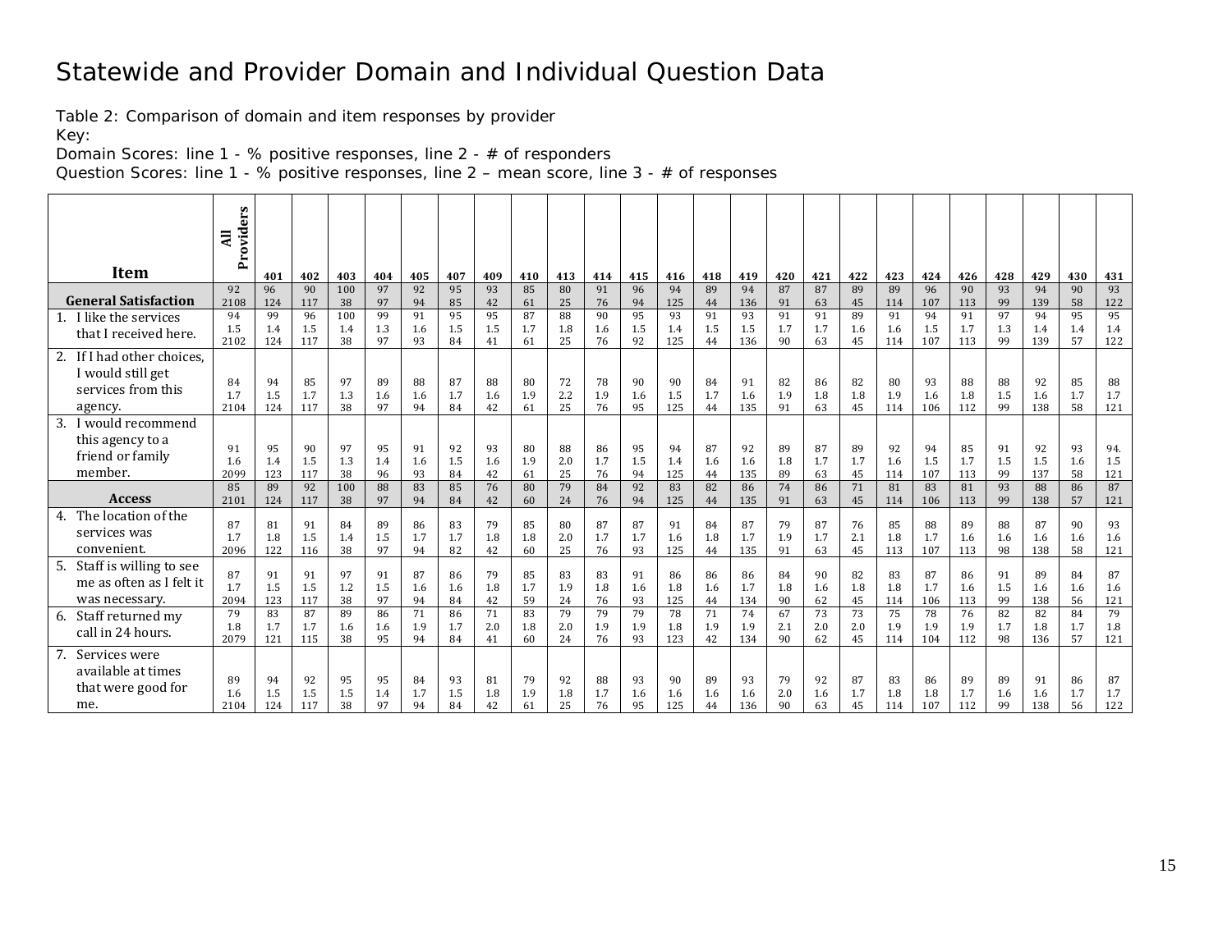# Statewide and Provider Domain and Individual Question Data

Table 2: Comparison of domain and item responses by provider

Key:

Domain Scores: line 1 - % positive responses, line 2 - # of responders

Question Scores: line 1 - % positive responses, line 2 – mean score, line 3 - # of responses

| Item | All Providers | 401 | 402 | 403 | 404 | 405 | 407 | 409 | 410 | 413 | 414 | 415 | 416 | 418 | 419 | 420 | 421 | 422 | 423 | 424 | 426 | 428 | 429 | 430 | 431 |
|---|---|---|---|---|---|---|---|---|---|---|---|---|---|---|---|---|---|---|---|---|---|---|---|---|---|
| **General Satisfaction** | 92<br>2108 | 96<br>124 | 90<br>117 | 100<br>38 | 97<br>97 | 92<br>94 | 95<br>85 | 93<br>42 | 85<br>61 | 80<br>25 | 91<br>76 | 96<br>94 | 94<br>125 | 89<br>44 | 94<br>136 | 87<br>91 | 87<br>63 | 89<br>45 | 89<br>114 | 96<br>107 | 90<br>113 | 93<br>99 | 94<br>139 | 90<br>58 | 93<br>122 |
| 1. I like the services that I received here. | 94<br>1.5<br>2102 | 99<br>1.4<br>124 | 96<br>1.5<br>117 | 100<br>1.4<br>38 | 99<br>1.3<br>97 | 91<br>1.6<br>93 | 95<br>1.5<br>84 | 95<br>1.5<br>41 | 87<br>1.7<br>61 | 88<br>1.8<br>25 | 90<br>1.6<br>76 | 95<br>1.5<br>92 | 93<br>1.4<br>125 | 91<br>1.5<br>44 | 93<br>1.5<br>136 | 91<br>1.7<br>90 | 91<br>1.7<br>63 | 89<br>1.6<br>45 | 91<br>1.6<br>114 | 94<br>1.5<br>107 | 91<br>1.7<br>113 | 97<br>1.3<br>99 | 94<br>1.4<br>139 | 95<br>1.4<br>57 | 95<br>1.4<br>122 |
| 2. If I had other choices, I would still get services from this agency. | 84<br>1.7<br>2104 | 94<br>1.5<br>124 | 85<br>1.7<br>117 | 97<br>1.3<br>38 | 89<br>1.6<br>97 | 88<br>1.6<br>94 | 87<br>1.7<br>84 | 88<br>1.6<br>42 | 80<br>1.9<br>61 | 72<br>2.2<br>25 | 78<br>1.9<br>76 | 90<br>1.6<br>95 | 90<br>1.5<br>125 | 84<br>1.7<br>44 | 91<br>1.6<br>135 | 82<br>1.9<br>91 | 86<br>1.8<br>63 | 82<br>1.8<br>45 | 80<br>1.9<br>114 | 93<br>1.6<br>106 | 88<br>1.8<br>112 | 88<br>1.5<br>99 | 92<br>1.6<br>138 | 85<br>1.7<br>58 | 88<br>1.7<br>121 |
| 3. I would recommend this agency to a friend or family member. | 91<br>1.6<br>2099 | 95<br>1.4<br>123 | 90<br>1.5<br>117 | 97<br>1.3<br>38 | 95<br>1.4<br>96 | 91<br>1.6<br>93 | 92<br>1.5<br>84 | 93<br>1.6<br>42 | 80<br>1.9<br>61 | 88<br>2.0<br>25 | 86<br>1.7<br>76 | 95<br>1.5<br>94 | 94<br>1.4<br>125 | 87<br>1.6<br>44 | 92<br>1.6<br>135 | 89<br>1.8<br>89 | 87<br>1.7<br>63 | 89<br>1.7<br>45 | 92<br>1.6<br>114 | 94<br>1.5<br>107 | 85<br>1.7<br>113 | 91<br>1.5<br>99 | 92<br>1.5<br>137 | 93<br>1.6<br>58 | 94.<br>1.5<br>121 |
| **Access** | 85<br>2101 | 89<br>124 | 92<br>117 | 100<br>38 | 88<br>97 | 83<br>94 | 85<br>84 | 76<br>42 | 80<br>60 | 79<br>24 | 84<br>76 | 92<br>94 | 83<br>125 | 82<br>44 | 86<br>135 | 74<br>91 | 86<br>63 | 71<br>45 | 81<br>114 | 83<br>106 | 81<br>113 | 93<br>99 | 88<br>138 | 86<br>57 | 87<br>121 |
| 4. The location of the services was convenient. | 87<br>1.7<br>2096 | 81<br>1.8<br>122 | 91<br>1.5<br>116 | 84<br>1.4<br>38 | 89<br>1.5<br>97 | 86<br>1.7<br>94 | 83<br>1.7<br>82 | 79<br>1.8<br>42 | 85<br>1.8<br>60 | 80<br>2.0<br>25 | 87<br>1.7<br>76 | 87<br>1.7<br>93 | 91<br>1.6<br>125 | 84<br>1.8<br>44 | 87<br>1.7<br>135 | 79<br>1.9<br>91 | 87<br>1.7<br>63 | 76<br>2.1<br>45 | 85<br>1.8<br>113 | 88<br>1.7<br>107 | 89<br>1.6<br>113 | 88<br>1.6<br>98 | 87<br>1.6<br>138 | 90<br>1.6<br>58 | 93<br>1.6<br>121 |
| 5. Staff is willing to see me as often as I felt it was necessary. | 87<br>1.7<br>2094 | 91<br>1.5<br>123 | 91<br>1.5<br>117 | 97<br>1.2<br>38 | 91<br>1.5<br>97 | 87<br>1.6<br>94 | 86<br>1.6<br>84 | 79<br>1.8<br>42 | 85<br>1.7<br>59 | 83<br>1.9<br>24 | 83<br>1.8<br>76 | 91<br>1.6<br>93 | 86<br>1.8<br>125 | 86<br>1.6<br>44 | 86<br>1.7<br>134 | 84<br>1.8<br>90 | 90<br>1.6<br>62 | 82<br>1.8<br>45 | 83<br>1.8<br>114 | 87<br>1.7<br>106 | 86<br>1.6<br>113 | 91<br>1.5<br>99 | 89<br>1.6<br>138 | 84<br>1.6<br>56 | 87<br>1.6<br>121 |
| 6. Staff returned my call in 24 hours. | 79<br>1.8<br>2079 | 83<br>1.7<br>121 | 87<br>1.7<br>115 | 89<br>1.6<br>38 | 86<br>1.6<br>95 | 71<br>1.9<br>94 | 86<br>1.7<br>84 | 71<br>2.0<br>41 | 83<br>1.8<br>60 | 79<br>2.0<br>24 | 79<br>1.9<br>76 | 79<br>1.9<br>93 | 78<br>1.8<br>123 | 71<br>1.9<br>42 | 74<br>1.9<br>134 | 67<br>2.1<br>90 | 73<br>2.0<br>62 | 73<br>2.0<br>45 | 75<br>1.9<br>114 | 78<br>1.9<br>104 | 76<br>1.9<br>112 | 82<br>1.7<br>98 | 82<br>1.8<br>136 | 84<br>1.7<br>57 | 79<br>1.8<br>121 |
| 7. Services were available at times that were good for me. | 89<br>1.6<br>2104 | 94<br>1.5<br>124 | 92<br>1.5<br>117 | 95<br>1.5<br>38 | 95<br>1.4<br>97 | 84<br>1.7<br>94 | 93<br>1.5<br>84 | 81<br>1.8<br>42 | 79<br>1.9<br>61 | 92<br>1.8<br>25 | 88<br>1.7<br>76 | 93<br>1.6<br>95 | 90<br>1.6<br>125 | 89<br>1.6<br>44 | 93<br>1.6<br>136 | 79<br>2.0<br>90 | 92<br>1.6<br>63 | 87<br>1.7<br>45 | 83<br>1.8<br>114 | 86<br>1.8<br>107 | 89<br>1.7<br>112 | 89<br>1.6<br>99 | 91<br>1.6<br>138 | 86<br>1.7<br>56 | 87<br>1.7<br>122 |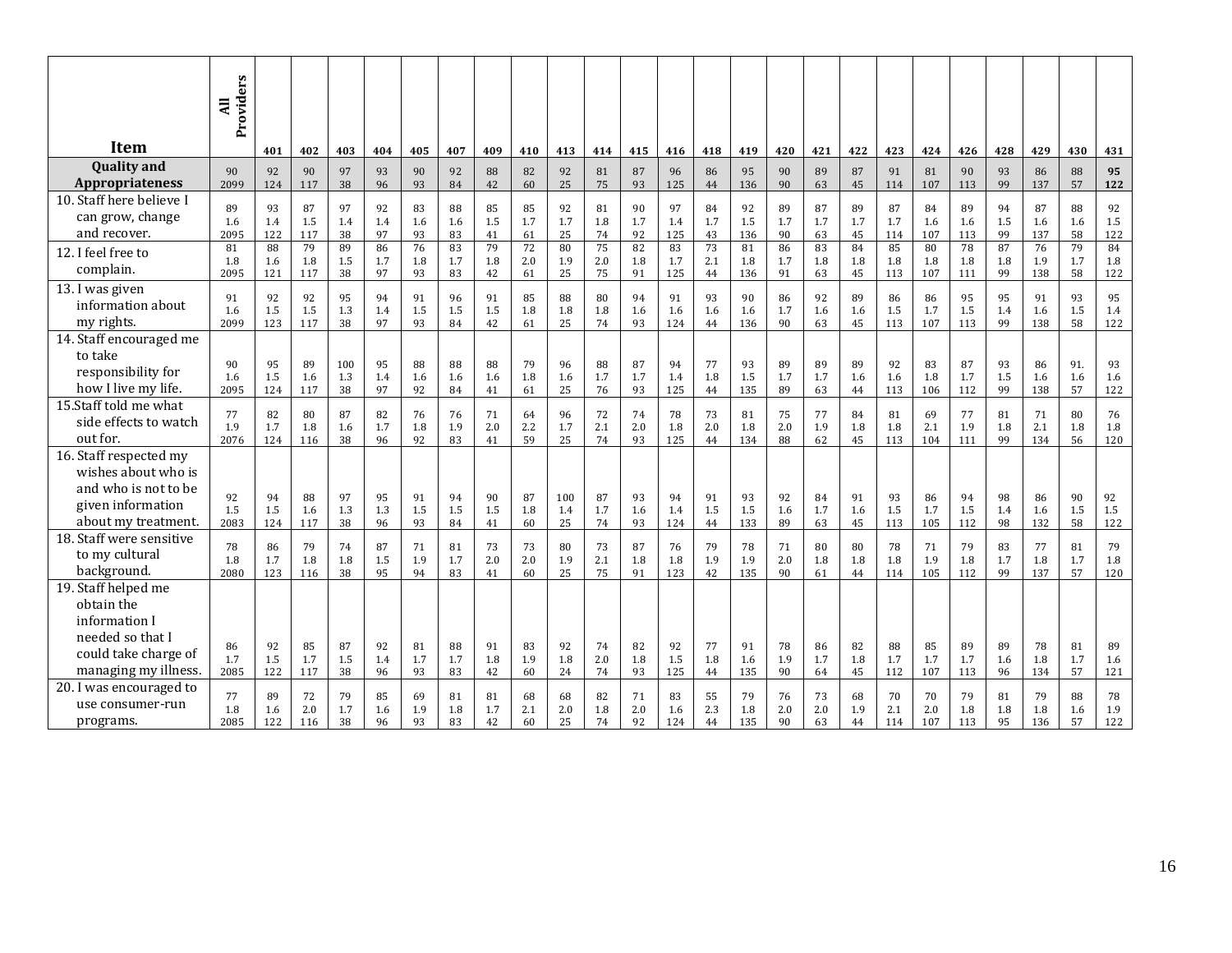| Item | All Providers | 401 | 402 | 403 | 404 | 405 | 407 | 409 | 410 | 413 | 414 | 415 | 416 | 418 | 419 | 420 | 421 | 422 | 423 | 424 | 426 | 428 | 429 | 430 | 431 |
|---|---|---|---|---|---|---|---|---|---|---|---|---|---|---|---|---|---|---|---|---|---|---|---|---|---|
| **Quality and Appropriateness** | 90 2099 | 92 124 | 90 117 | 97 38 | 93 96 | 90 93 | 92 84 | 88 42 | 82 60 | 92 25 | 81 75 | 87 93 | 96 125 | 86 44 | 95 136 | 90 90 | 89 63 | 87 45 | 91 114 | 81 107 | 90 113 | 93 99 | 86 137 | 88 57 | **95 122** |
| 10. Staff here believe I can grow, change and recover. | 89 1.6 2095 | 93 1.4 122 | 87 1.5 117 | 97 1.4 38 | 92 1.4 97 | 83 1.6 93 | 88 1.6 83 | 85 1.5 41 | 85 1.7 61 | 92 1.7 25 | 81 1.8 74 | 90 1.7 92 | 97 1.4 125 | 84 1.7 43 | 92 1.5 136 | 89 1.7 90 | 87 1.7 63 | 89 1.7 45 | 87 1.7 114 | 84 1.6 107 | 89 1.6 113 | 94 1.5 99 | 87 1.6 137 | 88 1.6 58 | 92 1.5 122 |
| 12. I feel free to complain. | 81 1.8 2095 | 88 1.6 121 | 79 1.8 117 | 89 1.5 38 | 86 1.7 97 | 76 1.8 93 | 83 1.7 83 | 79 1.8 42 | 72 2.0 61 | 80 1.9 25 | 75 2.0 75 | 82 1.8 91 | 83 1.7 125 | 73 2.1 44 | 81 1.8 136 | 86 1.7 91 | 83 1.8 63 | 84 1.8 45 | 85 1.8 113 | 80 1.8 107 | 78 1.8 111 | 87 1.8 99 | 76 1.9 138 | 79 1.7 58 | 84 1.8 122 |
| 13. I was given information about my rights. | 91 1.6 2099 | 92 1.5 123 | 92 1.5 117 | 95 1.3 38 | 94 1.4 97 | 91 1.5 93 | 96 1.5 84 | 91 1.5 42 | 85 1.8 61 | 88 1.8 25 | 80 1.8 74 | 94 1.6 93 | 91 1.6 124 | 93 1.6 44 | 90 1.6 136 | 86 1.7 90 | 92 1.6 63 | 89 1.6 45 | 86 1.5 113 | 86 1.7 107 | 95 1.5 113 | 95 1.4 99 | 91 1.6 138 | 93 1.5 58 | 95 1.4 122 |
| 14. Staff encouraged me to take responsibility for how I live my life. | 90 1.6 2095 | 95 1.5 124 | 89 1.6 117 | 100 1.3 38 | 95 1.4 97 | 88 1.6 92 | 88 1.6 84 | 88 1.6 41 | 79 1.8 61 | 96 1.6 25 | 88 1.7 76 | 87 1.7 93 | 94 1.4 125 | 77 1.8 44 | 93 1.5 135 | 89 1.7 89 | 89 1.7 63 | 89 1.6 44 | 92 1.6 113 | 83 1.8 106 | 87 1.7 112 | 93 1.5 99 | 86 1.6 138 | 91. 1.6 57 | 93 1.6 122 |
| 15.Staff told me what side effects to watch out for. | 77 1.9 2076 | 82 1.7 124 | 80 1.8 116 | 87 1.6 38 | 82 1.7 96 | 76 1.8 92 | 76 1.9 83 | 71 2.0 41 | 64 2.2 59 | 96 1.7 25 | 72 2.1 74 | 74 2.0 93 | 78 1.8 125 | 73 2.0 44 | 81 1.8 134 | 75 2.0 88 | 77 1.9 62 | 84 1.8 45 | 81 1.8 113 | 69 2.1 104 | 77 1.9 111 | 81 1.8 99 | 71 2.1 134 | 80 1.8 56 | 76 1.8 120 |
| 16. Staff respected my wishes about who is and who is not to be given information about my treatment. | 92 1.5 2083 | 94 1.5 124 | 88 1.6 117 | 97 1.3 38 | 95 1.3 96 | 91 1.5 93 | 94 1.5 84 | 90 1.5 41 | 87 1.8 60 | 100 1.4 25 | 87 1.7 74 | 93 1.6 93 | 94 1.4 124 | 91 1.5 44 | 93 1.5 133 | 92 1.6 89 | 84 1.7 63 | 91 1.6 45 | 93 1.5 113 | 86 1.7 105 | 94 1.5 112 | 98 1.4 98 | 86 1.6 132 | 90 1.5 58 | 92 1.5 122 |
| 18. Staff were sensitive to my cultural background. | 78 1.8 2080 | 86 1.7 123 | 79 1.8 116 | 74 1.8 38 | 87 1.5 95 | 71 1.9 94 | 81 1.7 83 | 73 2.0 41 | 73 2.0 60 | 80 1.9 25 | 73 2.1 75 | 87 1.8 91 | 76 1.8 123 | 79 1.9 42 | 78 1.9 135 | 71 2.0 90 | 80 1.8 61 | 80 1.8 44 | 78 1.8 114 | 71 1.9 105 | 79 1.8 112 | 83 1.7 99 | 77 1.8 137 | 81 1.7 57 | 79 1.8 120 |
| 19. Staff helped me obtain the information I needed so that I could take charge of managing my illness. | 86 1.7 2085 | 92 1.5 122 | 85 1.7 117 | 87 1.5 38 | 92 1.4 96 | 81 1.7 93 | 88 1.7 83 | 91 1.8 42 | 83 1.9 60 | 92 1.8 24 | 74 2.0 74 | 82 1.8 93 | 92 1.5 125 | 77 1.8 44 | 91 1.6 135 | 78 1.9 90 | 86 1.7 64 | 82 1.8 45 | 88 1.7 112 | 85 1.7 107 | 89 1.7 113 | 89 1.6 96 | 78 1.8 134 | 81 1.7 57 | 89 1.6 121 |
| 20. I was encouraged to use consumer-run programs. | 77 1.8 2085 | 89 1.6 122 | 72 2.0 116 | 79 1.7 38 | 85 1.6 96 | 69 1.9 93 | 81 1.8 83 | 81 1.7 42 | 68 2.1 60 | 68 2.0 25 | 82 1.8 74 | 71 2.0 92 | 83 1.6 124 | 55 2.3 44 | 79 1.8 135 | 76 2.0 90 | 73 2.0 63 | 68 1.9 44 | 70 2.1 114 | 70 2.0 107 | 79 1.8 113 | 81 1.8 95 | 79 1.8 136 | 88 1.6 57 | 78 1.9 122 |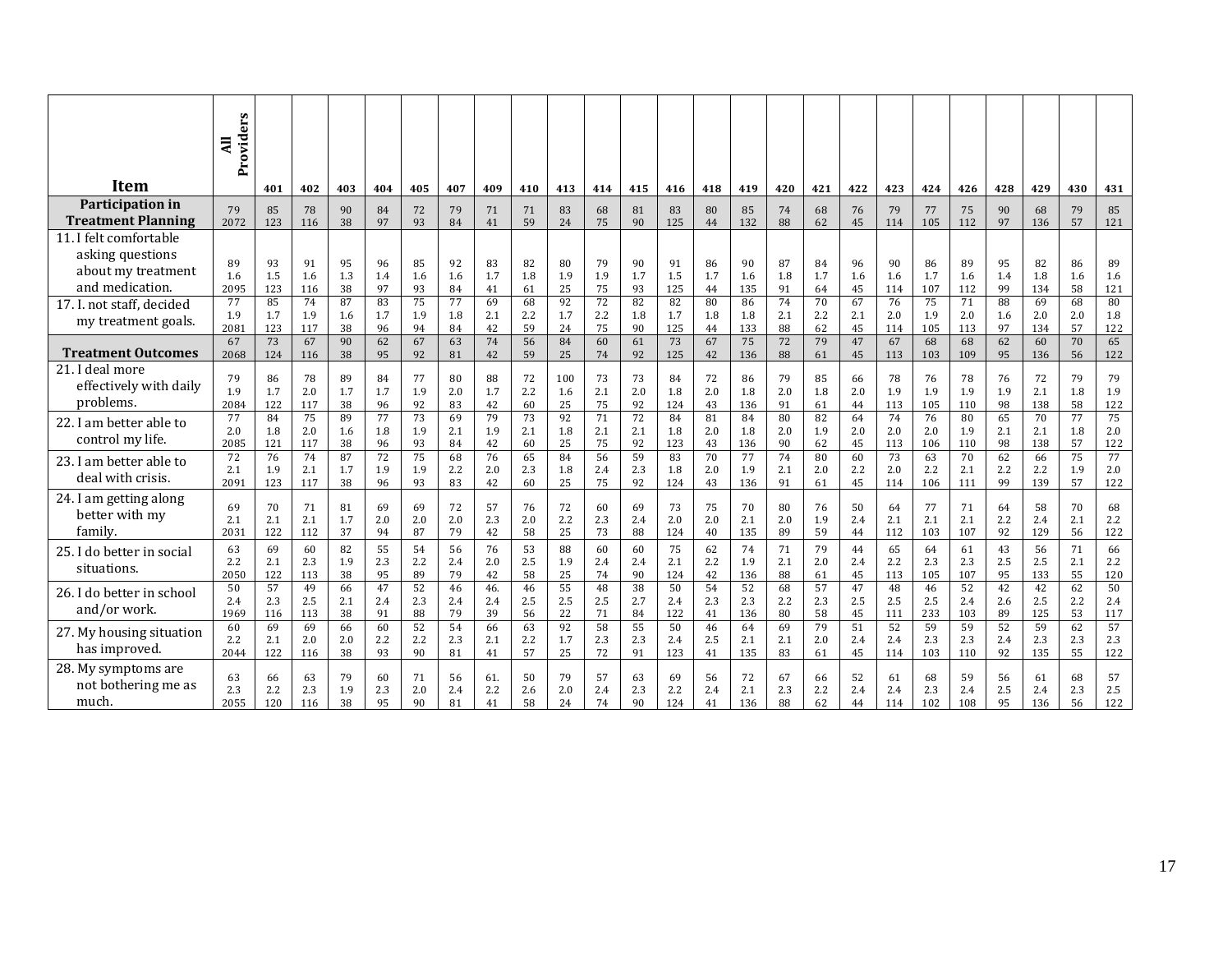| Item | All Providers | 401 | 402 | 403 | 404 | 405 | 407 | 409 | 410 | 413 | 414 | 415 | 416 | 418 | 419 | 420 | 421 | 422 | 423 | 424 | 426 | 428 | 429 | 430 | 431 |
|---|---|---|---|---|---|---|---|---|---|---|---|---|---|---|---|---|---|---|---|---|---|---|---|---|---|
| **Participation in Treatment Planning** | 79 2072 | 85 123 | 78 116 | 90 38 | 84 97 | 72 93 | 79 84 | 71 41 | 71 59 | 83 24 | 68 75 | 81 90 | 83 125 | 80 44 | 85 132 | 74 88 | 68 62 | 76 45 | 79 114 | 77 105 | 75 112 | 90 97 | 68 136 | 79 57 | 85 121 |
| 11. I felt comfortable asking questions about my treatment and medication. | 89 1.6 2095 | 93 1.5 123 | 91 1.6 116 | 95 1.3 38 | 96 1.4 97 | 85 1.6 93 | 92 1.6 84 | 83 1.7 41 | 82 1.8 61 | 80 1.9 25 | 79 1.9 75 | 90 1.7 93 | 91 1.5 125 | 86 1.7 44 | 90 1.6 135 | 87 1.8 91 | 84 1.7 64 | 96 1.6 45 | 90 1.6 114 | 86 1.7 107 | 89 1.6 112 | 95 1.4 99 | 82 1.8 134 | 86 1.6 58 | 89 1.6 121 |
| 17. I. not staff, decided my treatment goals. | 77 1.9 2081 | 85 1.7 123 | 74 1.9 117 | 87 1.6 38 | 83 1.7 96 | 75 1.9 94 | 77 1.8 84 | 69 2.1 42 | 68 2.2 59 | 92 1.7 24 | 72 2.2 75 | 82 1.8 90 | 82 1.7 125 | 80 1.8 44 | 86 1.8 133 | 74 2.1 88 | 70 2.2 62 | 67 2.1 45 | 76 2.0 114 | 75 1.9 105 | 71 2.0 113 | 88 1.6 97 | 69 2.0 134 | 68 2.0 57 | 80 1.8 122 |
| **Treatment Outcomes** | 67 2068 | 73 124 | 67 116 | 90 38 | 62 95 | 67 92 | 63 81 | 74 42 | 56 59 | 84 25 | 60 74 | 61 92 | 73 125 | 67 42 | 75 136 | 72 88 | 79 61 | 47 45 | 67 113 | 68 103 | 68 109 | 62 95 | 60 136 | 70 56 | 65 122 |
| 21. I deal more effectively with daily problems. | 79 1.9 2084 | 86 1.7 122 | 78 2.0 117 | 89 1.7 38 | 84 1.7 96 | 77 1.9 92 | 80 2.0 83 | 88 1.7 42 | 72 2.2 60 | 100 1.6 25 | 73 2.1 75 | 73 2.0 92 | 84 1.8 124 | 72 2.0 43 | 86 1.8 136 | 79 2.0 91 | 85 1.8 61 | 66 2.0 44 | 78 1.9 113 | 76 1.9 105 | 78 1.9 110 | 76 1.9 98 | 72 2.1 138 | 79 1.8 58 | 79 1.9 122 |
| 22. I am better able to control my life. | 77 2.0 2085 | 84 1.8 121 | 75 2.0 117 | 89 1.6 38 | 77 1.8 96 | 73 1.9 93 | 69 2.1 84 | 79 1.9 42 | 73 2.1 60 | 92 1.8 25 | 71 2.1 75 | 72 2.1 92 | 84 1.8 123 | 81 2.0 43 | 84 1.8 136 | 80 2.0 90 | 82 1.9 62 | 64 2.0 45 | 74 2.0 113 | 76 2.0 106 | 80 1.9 110 | 65 2.1 98 | 70 2.1 138 | 77 1.8 57 | 75 2.0 122 |
| 23. I am better able to deal with crisis. | 72 2.1 2091 | 76 1.9 123 | 74 2.1 117 | 87 1.7 38 | 72 1.9 96 | 75 1.9 93 | 68 2.2 83 | 76 2.0 42 | 65 2.3 60 | 84 1.8 25 | 56 2.4 75 | 59 2.3 92 | 83 1.8 124 | 70 2.0 43 | 77 1.9 136 | 74 2.1 91 | 80 2.0 61 | 60 2.2 45 | 73 2.0 114 | 63 2.2 106 | 70 2.1 111 | 62 2.2 99 | 66 2.2 139 | 75 1.9 57 | 77 2.0 122 |
| 24. I am getting along better with my family. | 69 2.1 2031 | 70 2.1 122 | 71 2.1 112 | 81 1.7 37 | 69 2.0 94 | 69 2.0 87 | 72 2.0 79 | 57 2.3 42 | 76 2.0 58 | 72 2.2 25 | 60 2.3 73 | 69 2.4 88 | 73 2.0 124 | 75 2.0 40 | 70 2.1 135 | 80 2.0 89 | 76 1.9 59 | 50 2.4 44 | 64 2.1 112 | 77 2.1 103 | 71 2.1 107 | 64 2.2 92 | 58 2.4 129 | 70 2.1 56 | 68 2.2 122 |
| 25. I do better in social situations. | 63 2.2 2050 | 69 2.1 122 | 60 2.3 113 | 82 1.9 38 | 55 2.3 95 | 54 2.2 89 | 56 2.4 79 | 76 2.0 42 | 53 2.5 58 | 88 1.9 25 | 60 2.4 74 | 60 2.4 90 | 75 2.1 124 | 62 2.2 42 | 74 1.9 136 | 71 2.1 88 | 79 2.0 61 | 44 2.4 45 | 65 2.2 113 | 64 2.3 105 | 61 2.3 107 | 43 2.5 95 | 56 2.5 133 | 71 2.1 55 | 66 2.2 120 |
| 26. I do better in school and/or work. | 50 2.4 1969 | 57 2.3 116 | 49 2.5 113 | 66 2.1 38 | 47 2.4 91 | 52 2.3 88 | 46 2.4 79 | 46. 2.4 39 | 46 2.5 56 | 55 2.5 22 | 48 2.5 71 | 38 2.7 84 | 50 2.4 122 | 54 2.3 41 | 52 2.3 136 | 68 2.2 80 | 57 2.3 58 | 47 2.5 45 | 48 2.5 111 | 46 2.5 233 | 52 2.4 103 | 42 2.6 89 | 42 2.5 125 | 62 2.2 53 | 50 2.4 117 |
| 27. My housing situation has improved. | 60 2.2 2044 | 69 2.1 122 | 69 2.0 116 | 66 2.0 38 | 60 2.2 93 | 52 2.2 90 | 54 2.3 81 | 66 2.1 41 | 63 2.2 57 | 92 1.7 25 | 58 2.3 72 | 55 2.3 91 | 50 2.4 123 | 46 2.5 41 | 64 2.1 135 | 69 2.1 83 | 79 2.0 61 | 51 2.4 45 | 52 2.4 114 | 59 2.3 103 | 59 2.3 110 | 52 2.4 92 | 59 2.3 135 | 62 2.3 55 | 57 2.3 122 |
| 28. My symptoms are not bothering me as much. | 63 2.3 2055 | 66 2.2 120 | 63 2.3 116 | 79 1.9 38 | 60 2.3 95 | 71 2.0 90 | 56 2.4 81 | 61. 2.2 41 | 50 2.6 58 | 79 2.0 24 | 57 2.4 74 | 63 2.3 90 | 69 2.2 124 | 56 2.4 41 | 72 2.1 136 | 67 2.3 88 | 66 2.2 62 | 52 2.4 44 | 61 2.4 114 | 68 2.3 102 | 59 2.4 108 | 56 2.5 95 | 61 2.4 136 | 68 2.3 56 | 57 2.5 122 |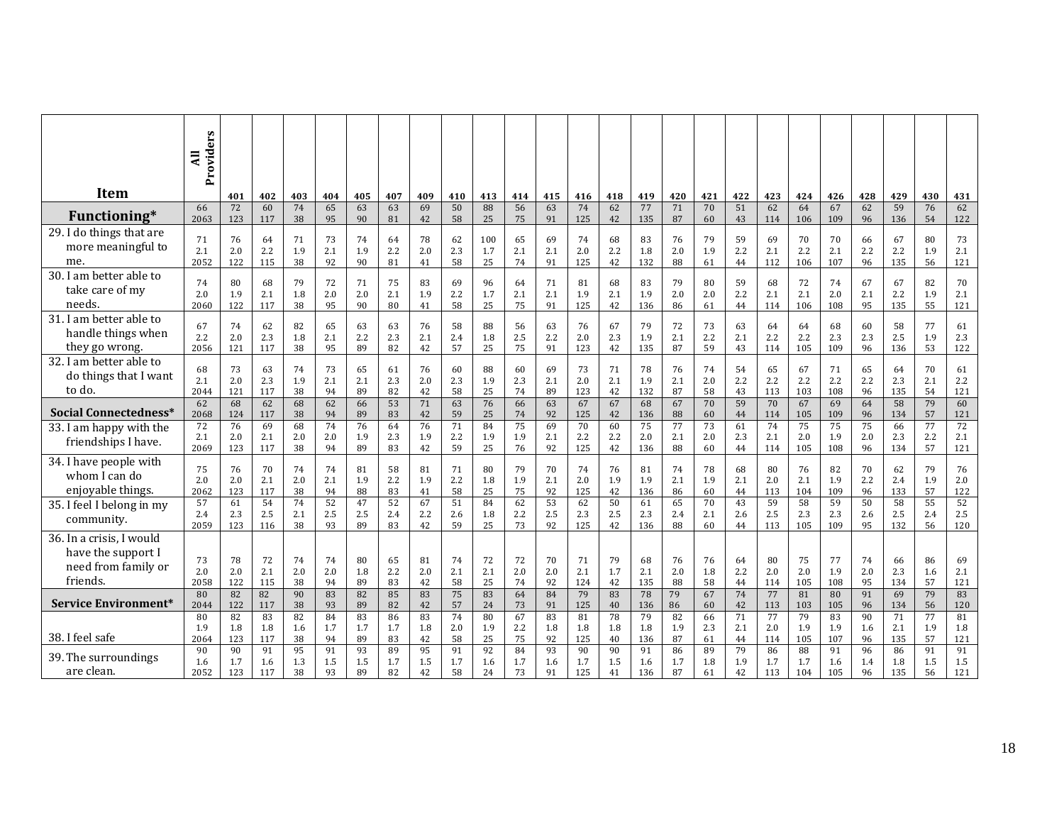| Item | All Providers | 401 | 402 | 403 | 404 | 405 | 407 | 409 | 410 | 413 | 414 | 415 | 416 | 418 | 419 | 420 | 421 | 422 | 423 | 424 | 426 | 428 | 429 | 430 | 431 |
|---|---|---|---|---|---|---|---|---|---|---|---|---|---|---|---|---|---|---|---|---|---|---|---|---|---|
| **Functioning*** | 66<br>2063 | 72<br>123 | 60<br>117 | 74<br>38 | 65<br>95 | 63<br>90 | 63<br>81 | 69<br>42 | 50<br>58 | 88<br>25 | 56<br>75 | 63<br>91 | 74<br>125 | 62<br>42 | 77<br>135 | 71<br>87 | 70<br>60 | 51<br>43 | 62<br>114 | 64<br>106 | 67<br>109 | 62<br>96 | 59<br>136 | 76<br>54 | 62<br>122 |
| 29. I do things that are more meaningful to me. | 71<br>2.1<br>2052 | 76<br>2.0<br>122 | 64<br>2.2<br>115 | 71<br>1.9<br>38 | 73<br>2.1<br>92 | 74<br>1.9<br>90 | 64<br>2.2<br>81 | 78<br>2.0<br>41 | 62<br>2.3<br>58 | 100<br>1.7<br>25 | 65<br>2.1<br>74 | 69<br>2.1<br>91 | 74<br>2.0<br>125 | 68<br>2.2<br>42 | 83<br>1.8<br>132 | 76<br>2.0<br>88 | 79<br>1.9<br>61 | 59<br>2.2<br>44 | 69<br>2.1<br>112 | 70<br>2.2<br>106 | 70<br>2.1<br>107 | 66<br>2.2<br>96 | 67<br>2.2<br>135 | 80<br>1.9<br>56 | 73<br>2.1<br>121 |
| 30. I am better able to take care of my needs. | 74<br>2.0<br>2060 | 80<br>1.9<br>122 | 68<br>2.1<br>117 | 79<br>1.8<br>38 | 72<br>2.0<br>95 | 71<br>2.0<br>90 | 75<br>2.1<br>80 | 83<br>1.9<br>41 | 69<br>2.2<br>58 | 96<br>1.7<br>25 | 64<br>2.1<br>75 | 71<br>2.1<br>91 | 81<br>1.9<br>125 | 68<br>2.1<br>42 | 83<br>1.9<br>136 | 79<br>2.0<br>86 | 80<br>2.0<br>61 | 59<br>2.2<br>44 | 68<br>2.1<br>114 | 72<br>2.1<br>106 | 74<br>2.0<br>108 | 67<br>2.1<br>95 | 67<br>2.2<br>135 | 82<br>1.9<br>55 | 70<br>2.1<br>121 |
| 31. I am better able to handle things when they go wrong. | 67<br>2.2<br>2056 | 74<br>2.0<br>121 | 62<br>2.3<br>117 | 82<br>1.8<br>38 | 65<br>2.1<br>95 | 63<br>2.2<br>89 | 63<br>2.3<br>82 | 76<br>2.1<br>42 | 58<br>2.4<br>57 | 88<br>1.8<br>25 | 56<br>2.5<br>75 | 63<br>2.2<br>91 | 76<br>2.0<br>123 | 67<br>2.3<br>42 | 79<br>1.9<br>135 | 72<br>2.1<br>87 | 73<br>2.2<br>59 | 63<br>2.1<br>43 | 64<br>2.2<br>114 | 64<br>2.2<br>105 | 68<br>2.3<br>109 | 60<br>2.3<br>96 | 58<br>2.5<br>136 | 77<br>1.9<br>53 | 61<br>2.3<br>122 |
| 32. I am better able to do things that I want to do. | 68<br>2.1<br>2044 | 73<br>2.0<br>121 | 63<br>2.3<br>117 | 74<br>1.9<br>38 | 73<br>2.1<br>94 | 65<br>2.1<br>89 | 61<br>2.3<br>82 | 76<br>2.0<br>42 | 60<br>2.3<br>58 | 88<br>1.9<br>25 | 60<br>2.3<br>74 | 69<br>2.1<br>89 | 73<br>2.0<br>123 | 71<br>2.1<br>42 | 78<br>1.9<br>132 | 76<br>2.1<br>87 | 74<br>2.0<br>58 | 54<br>2.2<br>43 | 65<br>2.2<br>113 | 67<br>2.2<br>103 | 71<br>2.2<br>108 | 65<br>2.2<br>96 | 64<br>2.3<br>135 | 70<br>2.1<br>54 | 61<br>2.2<br>121 |
| **Social Connectedness*** | 62<br>2068 | 68<br>124 | 62<br>117 | 68<br>38 | 62<br>94 | 66<br>89 | 53<br>83 | 71<br>42 | 63<br>59 | 76<br>25 | 66<br>74 | 63<br>92 | 67<br>125 | 67<br>42 | 68<br>136 | 67<br>88 | 70<br>60 | 59<br>44 | 70<br>114 | 67<br>105 | 69<br>109 | 64<br>96 | 58<br>134 | 79<br>57 | 60<br>121 |
| 33. I am happy with the friendships I have. | 72<br>2.1<br>2069 | 76<br>2.0<br>123 | 69<br>2.1<br>117 | 68<br>2.0<br>38 | 74<br>2.0<br>94 | 76<br>1.9<br>89 | 64<br>2.3<br>83 | 76<br>1.9<br>42 | 71<br>2.2<br>59 | 84<br>1.9<br>25 | 75<br>1.9<br>76 | 69<br>2.1<br>92 | 70<br>2.2<br>125 | 60<br>2.2<br>42 | 75<br>2.0<br>136 | 77<br>2.1<br>88 | 73<br>2.0<br>60 | 61<br>2.3<br>44 | 74<br>2.1<br>114 | 75<br>2.0<br>105 | 75<br>1.9<br>108 | 75<br>2.0<br>96 | 66<br>2.3<br>134 | 77<br>2.2<br>57 | 72<br>2.1<br>121 |
| 34. I have people with whom I can do enjoyable things. | 75<br>2.0<br>2062 | 76<br>2.0<br>123 | 70<br>2.1<br>117 | 74<br>2.0<br>38 | 74<br>2.1<br>94 | 81<br>1.9<br>88 | 58<br>2.2<br>83 | 81<br>1.9<br>41 | 71<br>2.2<br>58 | 80<br>1.8<br>25 | 79<br>1.9<br>75 | 70<br>2.1<br>92 | 74<br>2.0<br>125 | 76<br>1.9<br>42 | 81<br>1.9<br>136 | 74<br>2.1<br>86 | 78<br>1.9<br>60 | 68<br>2.1<br>44 | 80<br>2.0<br>113 | 76<br>2.1<br>104 | 82<br>1.9<br>109 | 70<br>2.2<br>96 | 62<br>2.4<br>133 | 79<br>1.9<br>57 | 76<br>2.0<br>122 |
| 35. I feel I belong in my community. | 57<br>2.4<br>2059 | 61<br>2.3<br>123 | 54<br>2.5<br>116 | 74<br>2.1<br>38 | 52<br>2.5<br>93 | 47<br>2.5<br>89 | 52<br>2.4<br>83 | 67<br>2.2<br>42 | 51<br>2.6<br>59 | 84<br>1.8<br>25 | 62<br>2.2<br>73 | 53<br>2.5<br>92 | 62<br>2.3<br>125 | 50<br>2.5<br>42 | 61<br>2.3<br>136 | 65<br>2.4<br>88 | 70<br>2.1<br>60 | 43<br>2.6<br>44 | 59<br>2.5<br>113 | 58<br>2.3<br>105 | 59<br>2.3<br>109 | 50<br>2.6<br>95 | 58<br>2.5<br>132 | 55<br>2.4<br>56 | 52<br>2.5<br>120 |
| 36. In a crisis, I would have the support I need from family or friends. | 73<br>2.0<br>2058 | 78<br>2.0<br>122 | 72<br>2.1<br>115 | 74<br>2.0<br>38 | 74<br>2.0<br>94 | 80<br>1.8<br>89 | 65<br>2.2<br>83 | 81<br>2.0<br>42 | 74<br>2.1<br>58 | 72<br>2.1<br>25 | 72<br>2.0<br>74 | 70<br>2.0<br>92 | 71<br>2.1<br>124 | 79<br>1.7<br>42 | 68<br>2.1<br>135 | 76<br>2.0<br>88 | 76<br>1.8<br>58 | 64<br>2.2<br>44 | 80<br>2.0<br>114 | 75<br>2.0<br>105 | 77<br>1.9<br>108 | 74<br>2.0<br>95 | 66<br>2.3<br>134 | 86<br>1.6<br>57 | 69<br>2.1<br>121 |
| **Service Environment*** | 80<br>2044 | 82<br>122 | 82<br>117 | 90<br>38 | 83<br>93 | 82<br>89 | 85<br>82 | 83<br>42 | 75<br>57 | 83<br>24 | 64<br>73 | 84<br>91 | 79<br>125 | 83<br>40 | 78<br>136 | 79<br>86 | 67<br>60 | 74<br>42 | 77<br>113 | 81<br>103 | 80<br>105 | 91<br>96 | 69<br>134 | 79<br>56 | 83<br>120 |
| 38. I feel safe | 80<br>1.9<br>2064 | 82<br>1.8<br>123 | 83<br>1.8<br>117 | 82<br>1.6<br>38 | 84<br>1.7<br>94 | 83<br>1.7<br>89 | 86<br>1.7<br>83 | 83<br>1.8<br>42 | 74<br>2.0<br>58 | 80<br>1.9<br>25 | 67<br>2.2<br>75 | 83<br>1.8<br>92 | 81<br>1.8<br>125 | 78<br>1.8<br>40 | 79<br>1.8<br>136 | 82<br>1.9<br>87 | 66<br>2.3<br>61 | 71<br>2.1<br>44 | 77<br>2.0<br>114 | 79<br>1.9<br>105 | 83<br>1.9<br>107 | 90<br>1.6<br>96 | 71<br>2.1<br>135 | 77<br>1.9<br>57 | 81<br>1.8<br>121 |
| 39. The surroundings are clean. | 90<br>1.6<br>2052 | 90<br>1.7<br>123 | 91<br>1.6<br>117 | 95<br>1.3<br>38 | 91<br>1.5<br>93 | 93<br>1.5<br>89 | 89<br>1.7<br>82 | 95<br>1.5<br>42 | 91<br>1.7<br>58 | 92<br>1.6<br>24 | 84<br>1.7<br>73 | 93<br>1.6<br>91 | 90<br>1.7<br>125 | 90<br>1.5<br>41 | 91<br>1.6<br>136 | 86<br>1.7<br>87 | 89<br>1.8<br>61 | 79<br>1.9<br>42 | 86<br>1.7<br>113 | 88<br>1.7<br>104 | 91<br>1.6<br>105 | 96<br>1.4<br>96 | 86<br>1.8<br>135 | 91<br>1.5<br>56 | 91<br>1.5<br>121 |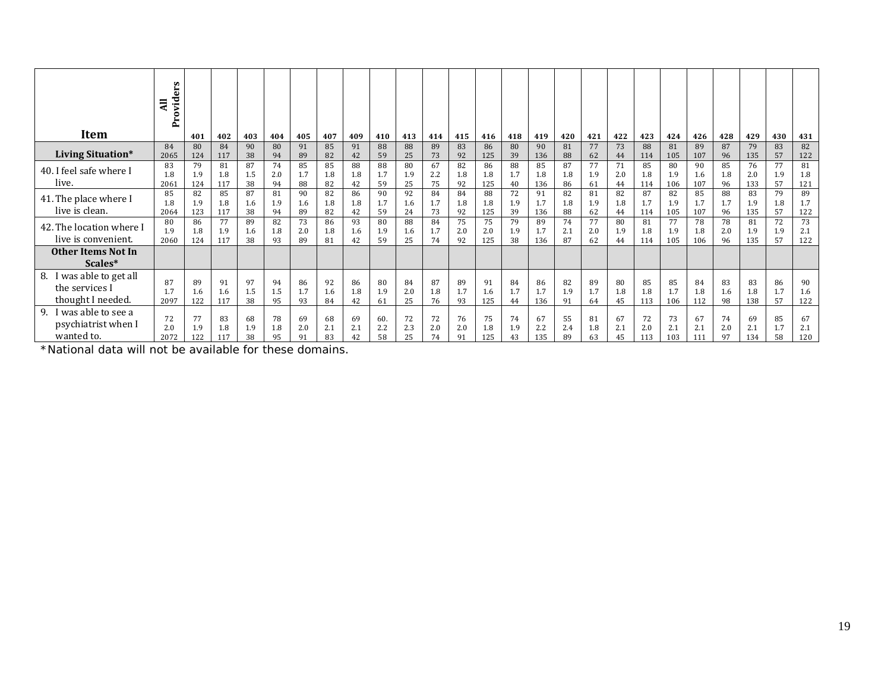| Item | All Providers | 401 | 402 | 403 | 404 | 405 | 407 | 409 | 410 | 413 | 414 | 415 | 416 | 418 | 419 | 420 | 421 | 422 | 423 | 424 | 426 | 428 | 429 | 430 | 431 |
|---|---|---|---|---|---|---|---|---|---|---|---|---|---|---|---|---|---|---|---|---|---|---|---|---|---|
| **Living Situation*** | 84<br>2065 | 80<br>124 | 84<br>117 | 90<br>38 | 80<br>94 | 91<br>89 | 85<br>82 | 91<br>42 | 88<br>59 | 88<br>25 | 89<br>73 | 83<br>92 | 86<br>125 | 80<br>39 | 90<br>136 | 81<br>88 | 77<br>62 | 73<br>44 | 88<br>114 | 81<br>105 | 89<br>107 | 87<br>96 | 79<br>135 | 83<br>57 | 82<br>122 |
| 40. I feel safe where I live. | 83<br>1.8<br>2061 | 79<br>1.9<br>124 | 81<br>1.8<br>117 | 87<br>1.5<br>38 | 74<br>2.0<br>94 | 85<br>1.7<br>88 | 85<br>1.8<br>82 | 88<br>1.8<br>42 | 88<br>1.7<br>59 | 80<br>1.9<br>25 | 67<br>2.2<br>75 | 82<br>1.8<br>92 | 86<br>1.8<br>125 | 88<br>1.7<br>40 | 85<br>1.8<br>136 | 87<br>1.8<br>86 | 77<br>1.9<br>61 | 71<br>2.0<br>44 | 85<br>1.8<br>114 | 80<br>1.9<br>106 | 90<br>1.6<br>107 | 85<br>1.8<br>96 | 76<br>2.0<br>133 | 77<br>1.9<br>57 | 81<br>1.8<br>121 |
| 41. The place where I live is clean. | 85<br>1.8<br>2064 | 82<br>1.9<br>123 | 85<br>1.8<br>117 | 87<br>1.6<br>38 | 81<br>1.9<br>94 | 90<br>1.6<br>89 | 82<br>1.8<br>82 | 86<br>1.8<br>42 | 90<br>1.7<br>59 | 92<br>1.6<br>24 | 84<br>1.7<br>73 | 84<br>1.8<br>92 | 88<br>1.8<br>125 | 72<br>1.9<br>39 | 91<br>1.7<br>136 | 82<br>1.8<br>88 | 81<br>1.9<br>62 | 82<br>1.8<br>44 | 87<br>1.7<br>114 | 82<br>1.9<br>105 | 85<br>1.7<br>107 | 88<br>1.7<br>96 | 83<br>1.9<br>135 | 79<br>1.8<br>57 | 89<br>1.7<br>122 |
| 42. The location where I live is convenient. | 80<br>1.9<br>2060 | 86<br>1.8<br>124 | 77<br>1.9<br>117 | 89<br>1.6<br>38 | 82<br>1.8<br>93 | 73<br>2.0<br>89 | 86<br>1.8<br>81 | 93<br>1.6<br>42 | 80<br>1.9<br>59 | 88<br>1.6<br>25 | 84<br>1.7<br>74 | 75<br>2.0<br>92 | 75<br>2.0<br>125 | 79<br>1.9<br>38 | 89<br>1.7<br>136 | 74<br>2.1<br>87 | 77<br>2.0<br>62 | 80<br>1.9<br>44 | 81<br>1.8<br>114 | 77<br>1.9<br>105 | 78<br>1.8<br>106 | 78<br>2.0<br>96 | 81<br>1.9<br>135 | 72<br>1.9<br>57 | 73<br>2.1<br>122 |
| **Other Items Not In Scales*** | | | | | | | | | | | | | | | | | | | | | | | | | |
| 8. I was able to get all the services I thought I needed. | 87<br>1.7<br>2097 | 89<br>1.6<br>122 | 91<br>1.6<br>117 | 97<br>1.5<br>38 | 94<br>1.5<br>95 | 86<br>1.7<br>93 | 92<br>1.6<br>84 | 86<br>1.8<br>42 | 80<br>1.9<br>61 | 84<br>2.0<br>25 | 87<br>1.8<br>76 | 89<br>1.7<br>93 | 91<br>1.6<br>125 | 84<br>1.7<br>44 | 86<br>1.7<br>136 | 82<br>1.9<br>91 | 89<br>1.7<br>64 | 80<br>1.8<br>45 | 85<br>1.8<br>113 | 85<br>1.7<br>106 | 84<br>1.8<br>112 | 83<br>1.6<br>98 | 83<br>1.8<br>138 | 86<br>1.7<br>57 | 90<br>1.6<br>122 |
| 9. I was able to see a psychiatrist when I wanted to. | 72<br>2.0<br>2072 | 77<br>1.9<br>122 | 83<br>1.8<br>117 | 68<br>1.9<br>38 | 78<br>1.8<br>95 | 69<br>2.0<br>91 | 68<br>2.1<br>83 | 69<br>2.1<br>42 | 60.<br>2.2<br>58 | 72<br>2.3<br>25 | 72<br>2.0<br>74 | 76<br>2.0<br>91 | 75<br>1.8<br>125 | 74<br>1.9<br>43 | 67<br>2.2<br>135 | 55<br>2.4<br>89 | 81<br>1.8<br>63 | 67<br>2.1<br>45 | 72<br>2.0<br>113 | 73<br>2.1<br>103 | 67<br>2.1<br>111 | 74<br>2.0<br>97 | 69<br>2.1<br>134 | 85<br>1.7<br>58 | 67<br>2.1<br>120 |

*National data will not be available for these domains.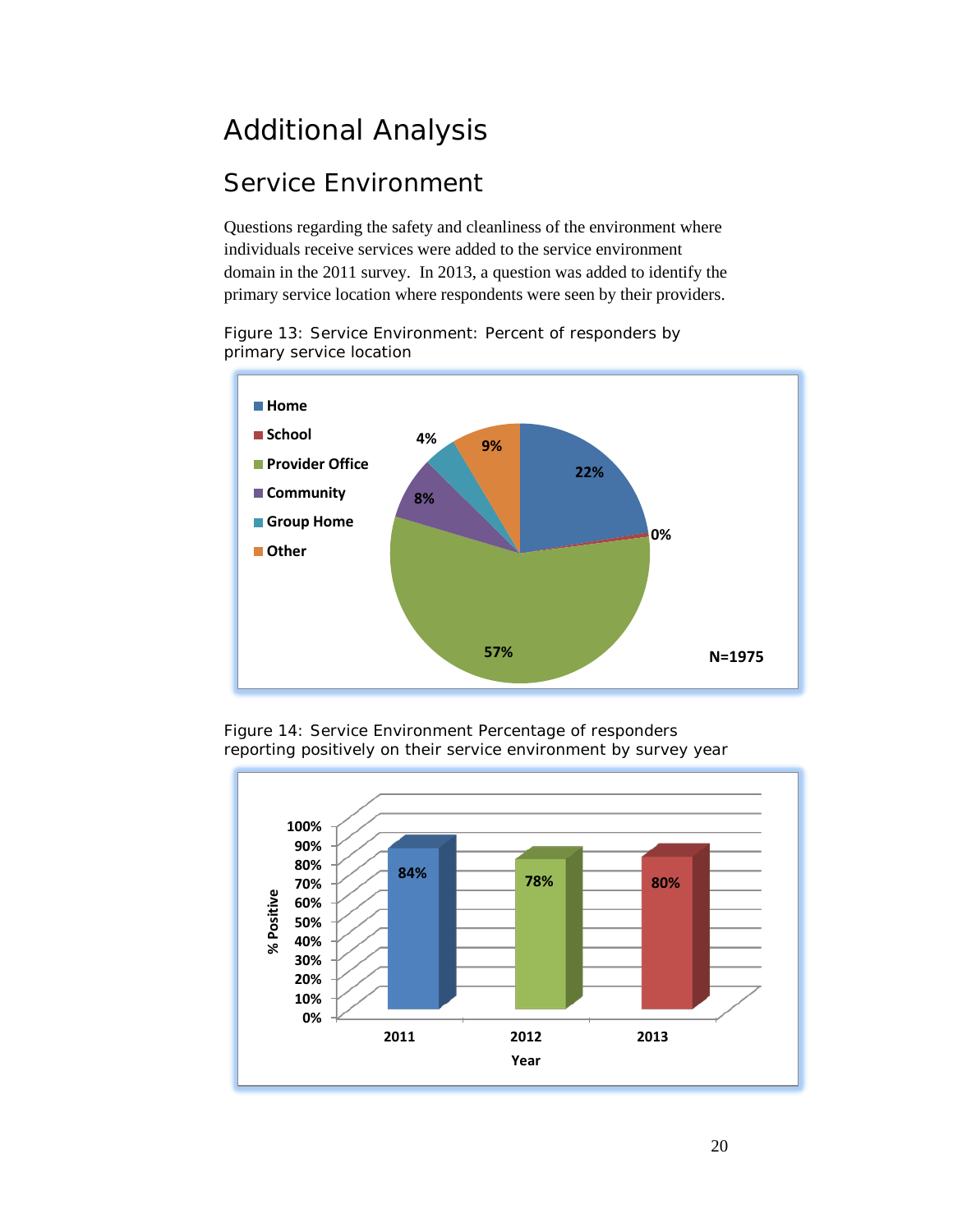# Additional Analysis

## Service Environment

Questions regarding the safety and cleanliness of the environment where individuals receive services were added to the service environment domain in the 2011 survey. In 2013, a question was added to identify the primary service location where respondents were seen by their providers.

Figure 13: Service Environment: Percent of responders by primary service location

| Location | Percent |
|---|---|
| Home | 22% |
| School | 0% |
| Provider Office | 57% |
| Community | 8% |
| Group Home | 4% |
| Other | 9% |

N=1975

Figure 14: Service Environment Percentage of responders reporting positively on their service environment by survey year

| Year | % Positive |
|---|---|
| 2011 | 84% |
| 2012 | 78% |
| 2013 | 80% |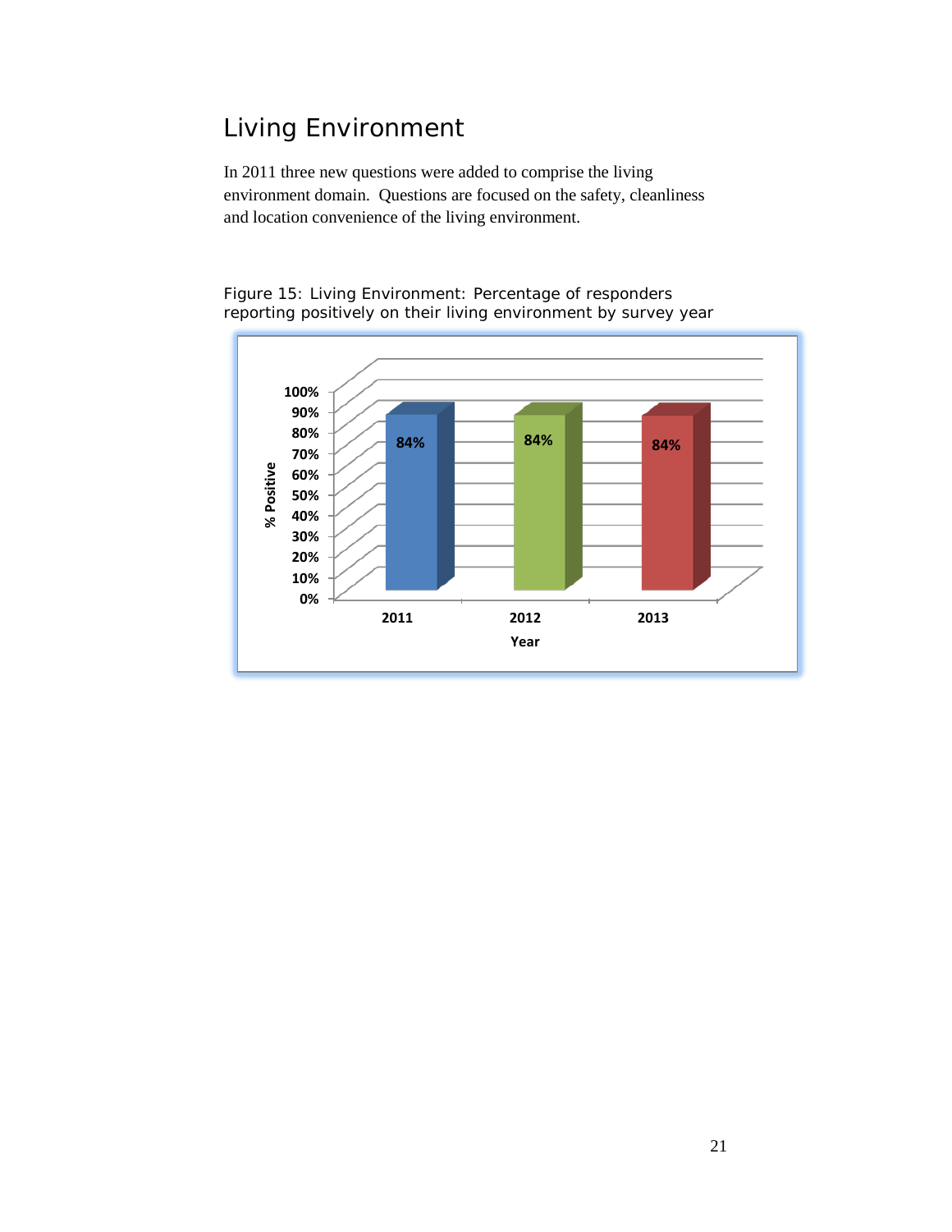## Living Environment

In 2011 three new questions were added to comprise the living environment domain. Questions are focused on the safety, cleanliness and location convenience of the living environment.

Figure 15: Living Environment: Percentage of responders reporting positively on their living environment by survey year

| Year | % Positive |
|---|---|
| 2011 | 84% |
| 2012 | 84% |
| 2013 | 84% |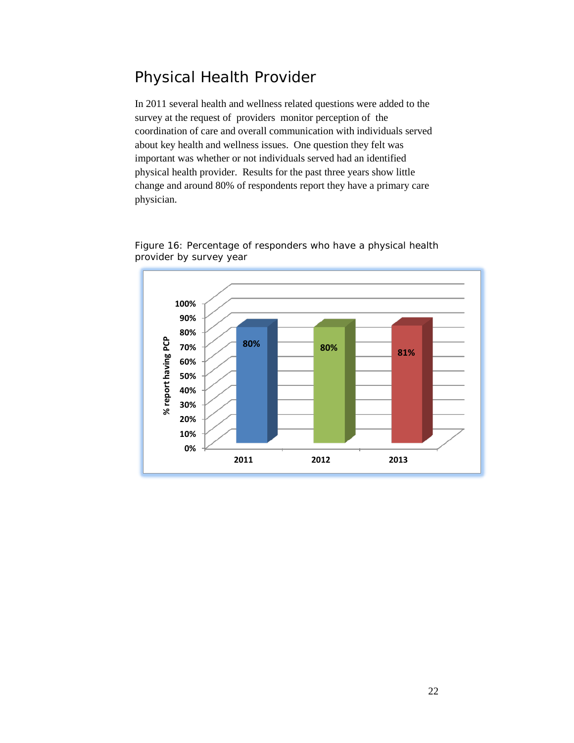## Physical Health Provider

In 2011 several health and wellness related questions were added to the survey at the request of providers monitor perception of the coordination of care and overall communication with individuals served about key health and wellness issues. One question they felt was important was whether or not individuals served had an identified physical health provider. Results for the past three years show little change and around 80% of respondents report they have a primary care physician.

Figure 16: Percentage of responders who have a physical health provider by survey year

| Survey year | % report having PCP |
|---|---|
| 2011 | 80% |
| 2012 | 80% |
| 2013 | 81% |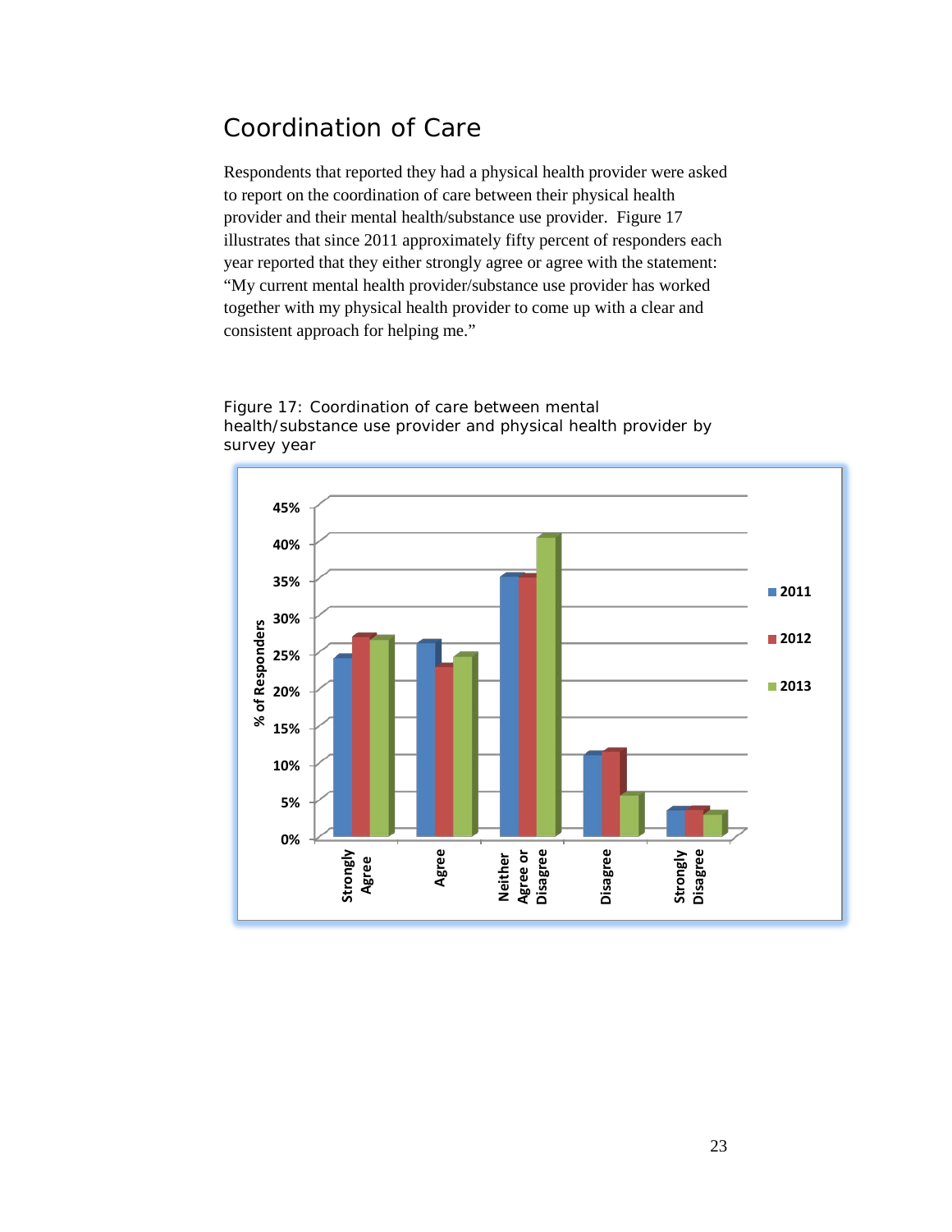## Coordination of Care

Respondents that reported they had a physical health provider were asked to report on the coordination of care between their physical health provider and their mental health/substance use provider. Figure 17 illustrates that since 2011 approximately fifty percent of responders each year reported that they either strongly agree or agree with the statement: "My current mental health provider/substance use provider has worked together with my physical health provider to come up with a clear and consistent approach for helping me."

Figure 17: Coordination of care between mental health/substance use provider and physical health provider by survey year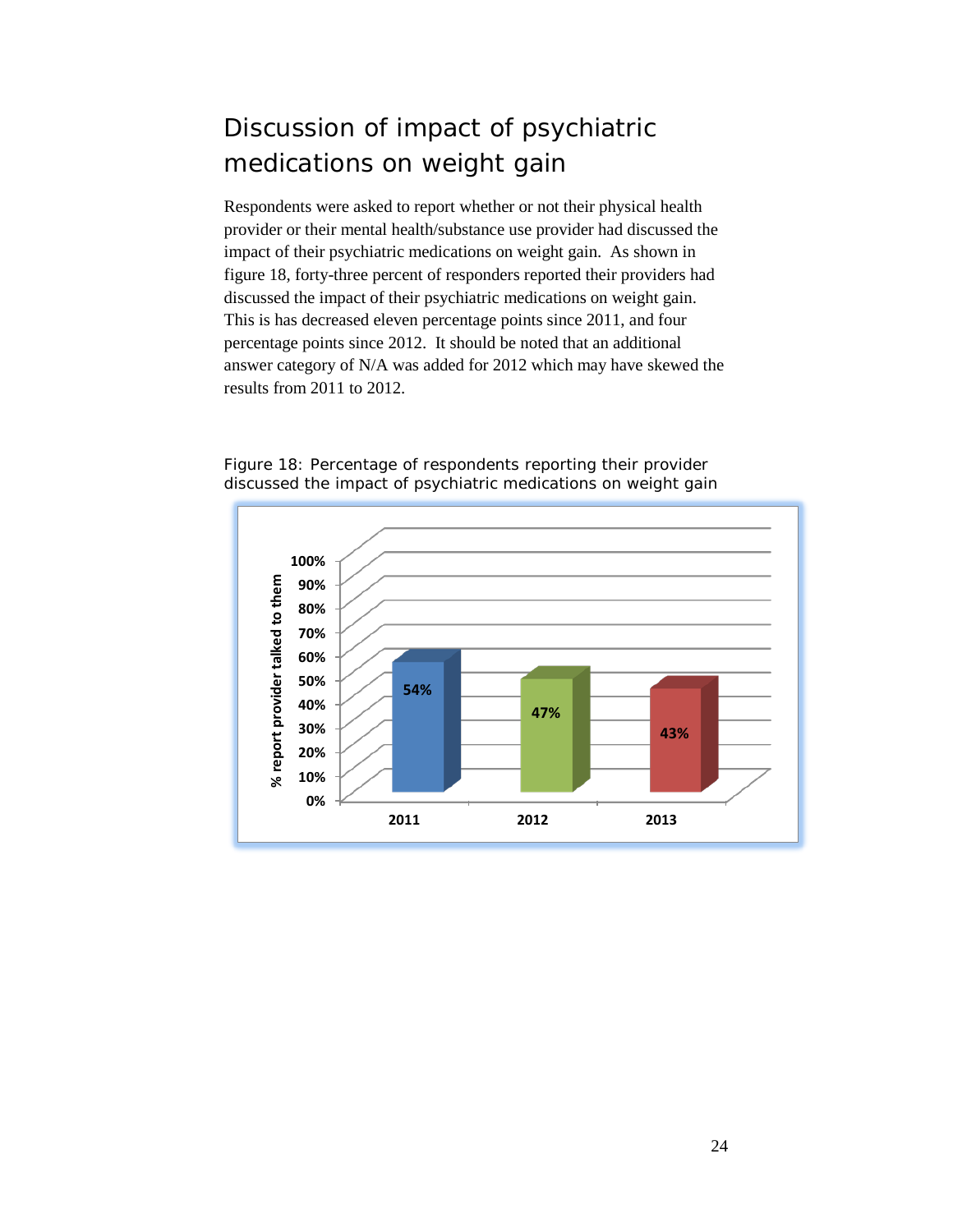## Discussion of impact of psychiatric medications on weight gain

Respondents were asked to report whether or not their physical health provider or their mental health/substance use provider had discussed the impact of their psychiatric medications on weight gain. As shown in figure 18, forty-three percent of responders reported their providers had discussed the impact of their psychiatric medications on weight gain. This is has decreased eleven percentage points since 2011, and four percentage points since 2012. It should be noted that an additional answer category of N/A was added for 2012 which may have skewed the results from 2011 to 2012.

Figure 18: Percentage of respondents reporting their provider discussed the impact of psychiatric medications on weight gain

| Year | % report provider talked to them |
|---|---|
| 2011 | 54% |
| 2012 | 47% |
| 2013 | 43% |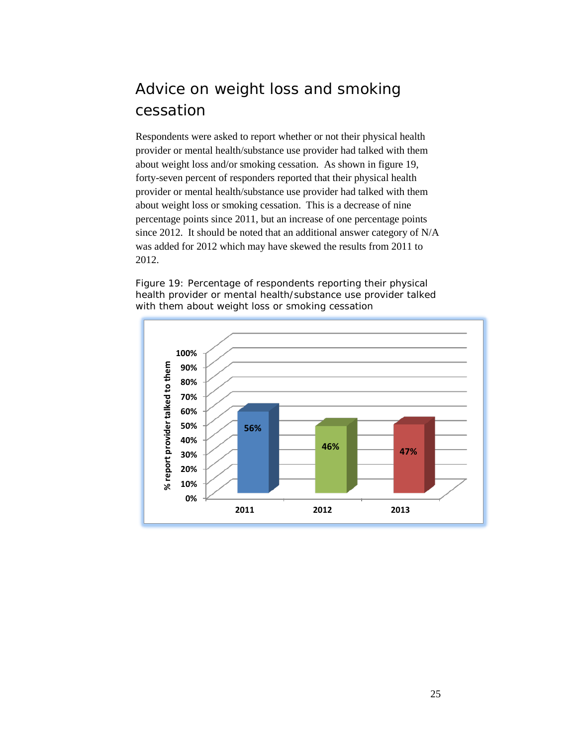## Advice on weight loss and smoking cessation

Respondents were asked to report whether or not their physical health provider or mental health/substance use provider had talked with them about weight loss and/or smoking cessation. As shown in figure 19, forty-seven percent of responders reported that their physical health provider or mental health/substance use provider had talked with them about weight loss or smoking cessation. This is a decrease of nine percentage points since 2011, but an increase of one percentage points since 2012. It should be noted that an additional answer category of N/A was added for 2012 which may have skewed the results from 2011 to 2012.

Figure 19: Percentage of respondents reporting their physical health provider or mental health/substance use provider talked with them about weight loss or smoking cessation

% report provider talked to them

100%
90%
80%
70%
60%
50%
40%
30%
20%
10%
0%

56%
46%
47%

2011
2012
2013